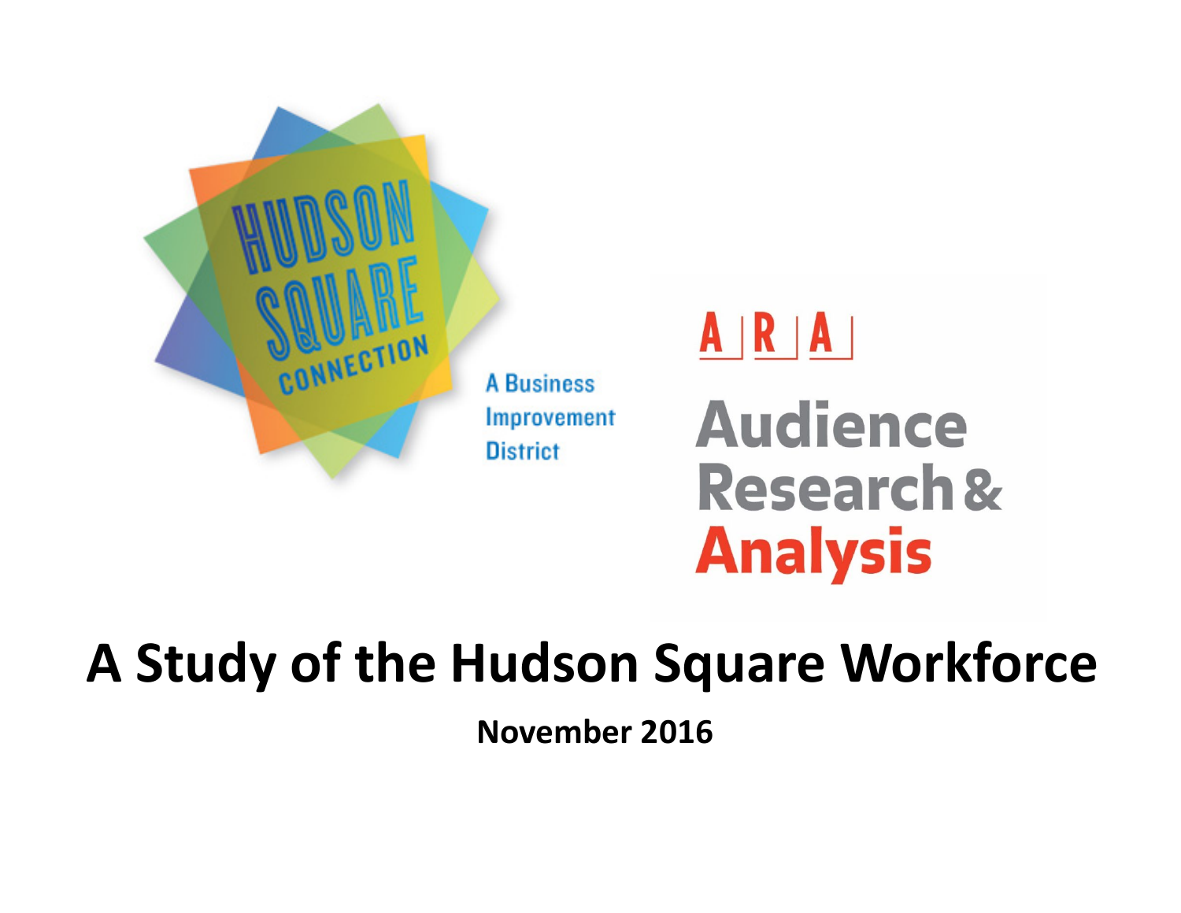HUDSON SQUARE CONNECTION

A Business Improvement District

A|R|A

Audience Research & Analysis

# A Study of the Hudson Square Workforce

**November 2016**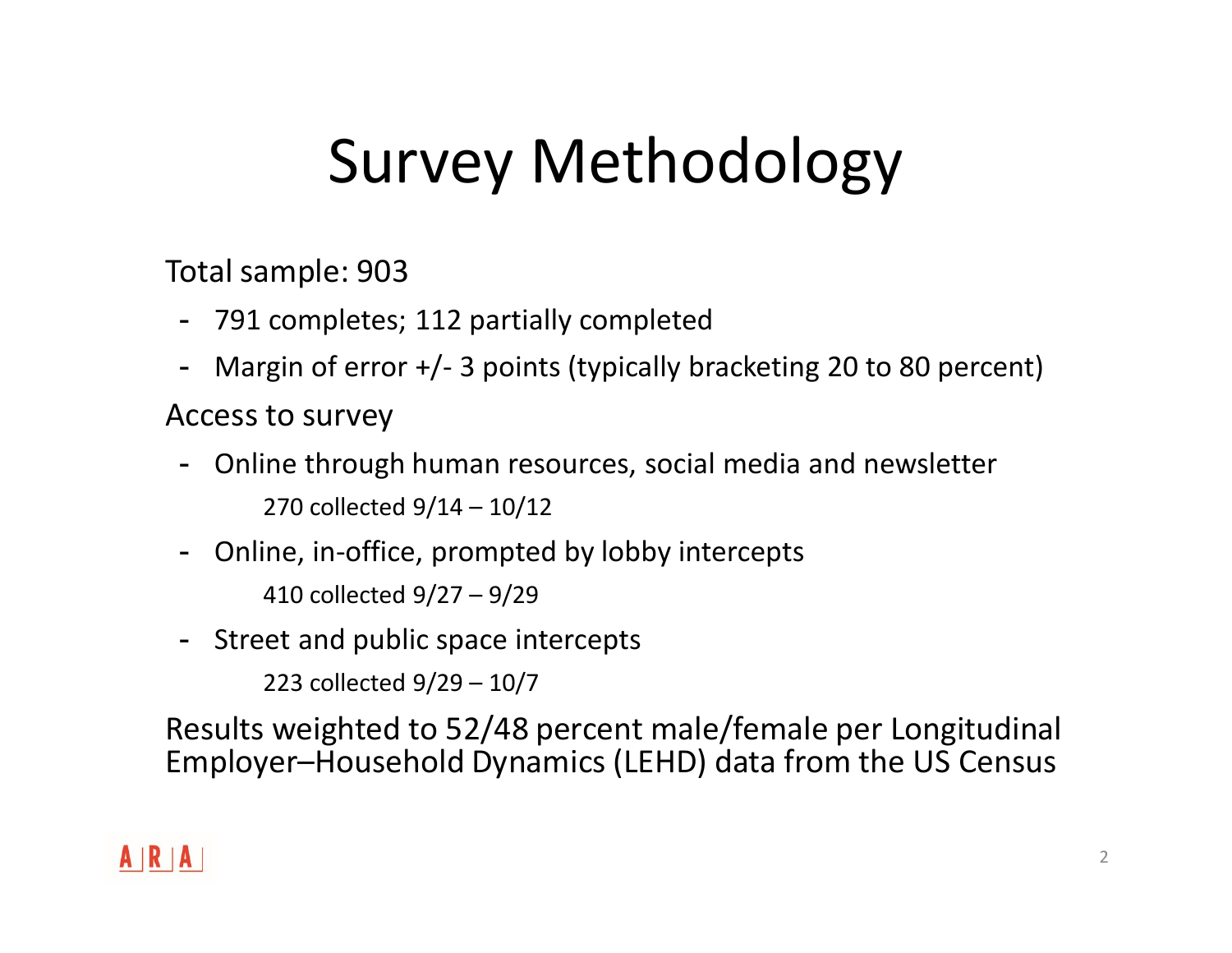# Survey Methodology

Total sample: 903

- 791 completes; 112 partially completed
- Margin of error +/- 3 points (typically bracketing 20 to 80 percent)

Access to survey

- Online through human resources, social media and newsletter
  - 270 collected 9/14 – 10/12
- Online, in-office, prompted by lobby intercepts
  - 410 collected 9/27 – 9/29
- Street and public space intercepts
  - 223 collected 9/29 – 10/7

Results weighted to 52/48 percent male/female per Longitudinal Employer–Household Dynamics (LEHD) data from the US Census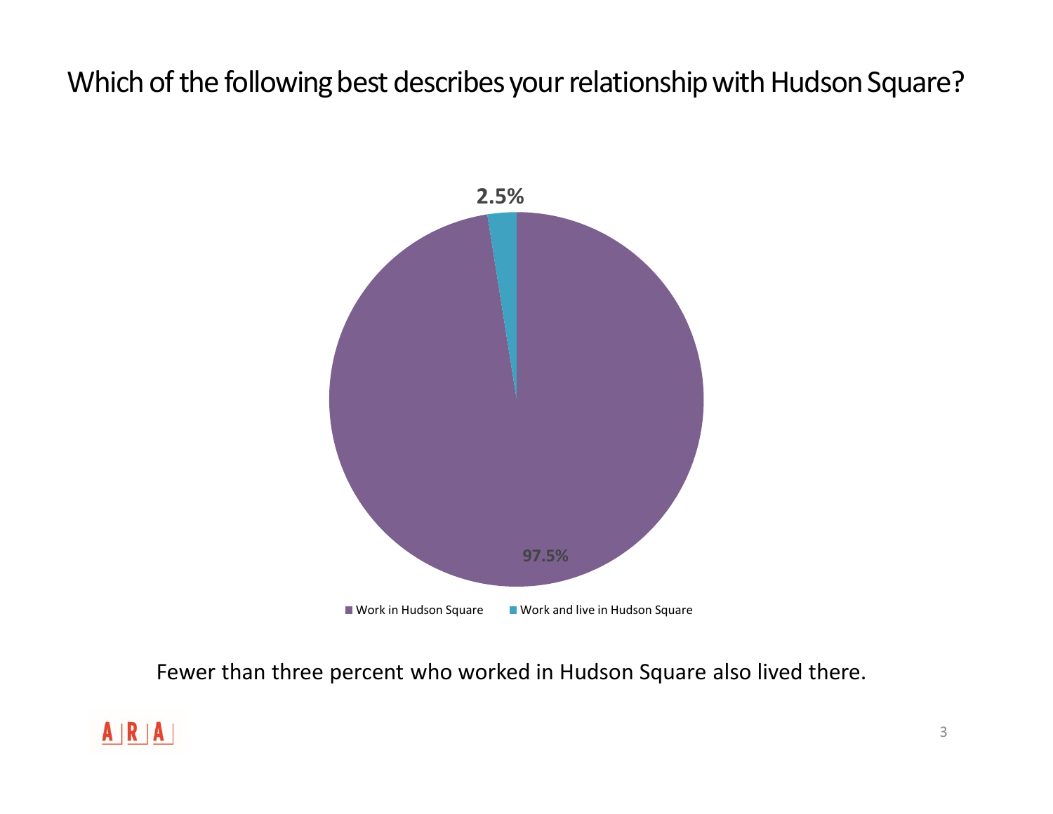# Which of the following best describes your relationship with Hudson Square?

2.5%

97.5%

Work in Hudson Square | Work and live in Hudson Square

Fewer than three percent who worked in Hudson Square also lived there.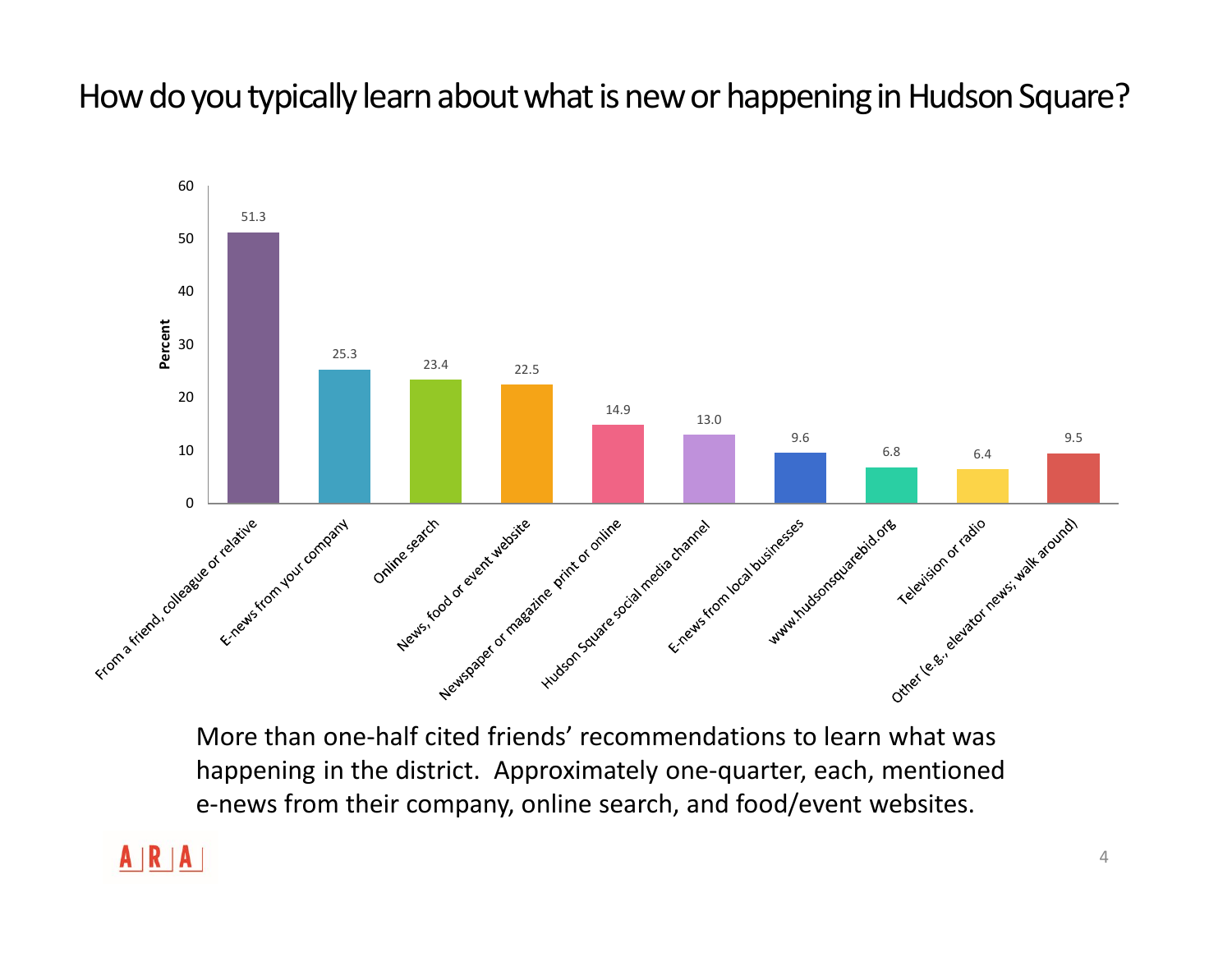# How do you typically learn about what is new or happening in Hudson Square?

| Source | Percent |
|---|---|
| From a friend, colleague or relative | 51.3 |
| E-news from your company | 25.3 |
| Online search | 23.4 |
| News, food or event website | 22.5 |
| Newspaper or magazine print or online | 14.9 |
| Hudson Square social media channel | 13.0 |
| E-news from local businesses | 9.6 |
| www.hudsonsquarebid.org | 6.8 |
| Television or radio | 6.4 |
| Other (e.g., elevator news; walk around) | 9.5 |

More than one-half cited friends' recommendations to learn what was happening in the district. Approximately one-quarter, each, mentioned e-news from their company, online search, and food/event websites.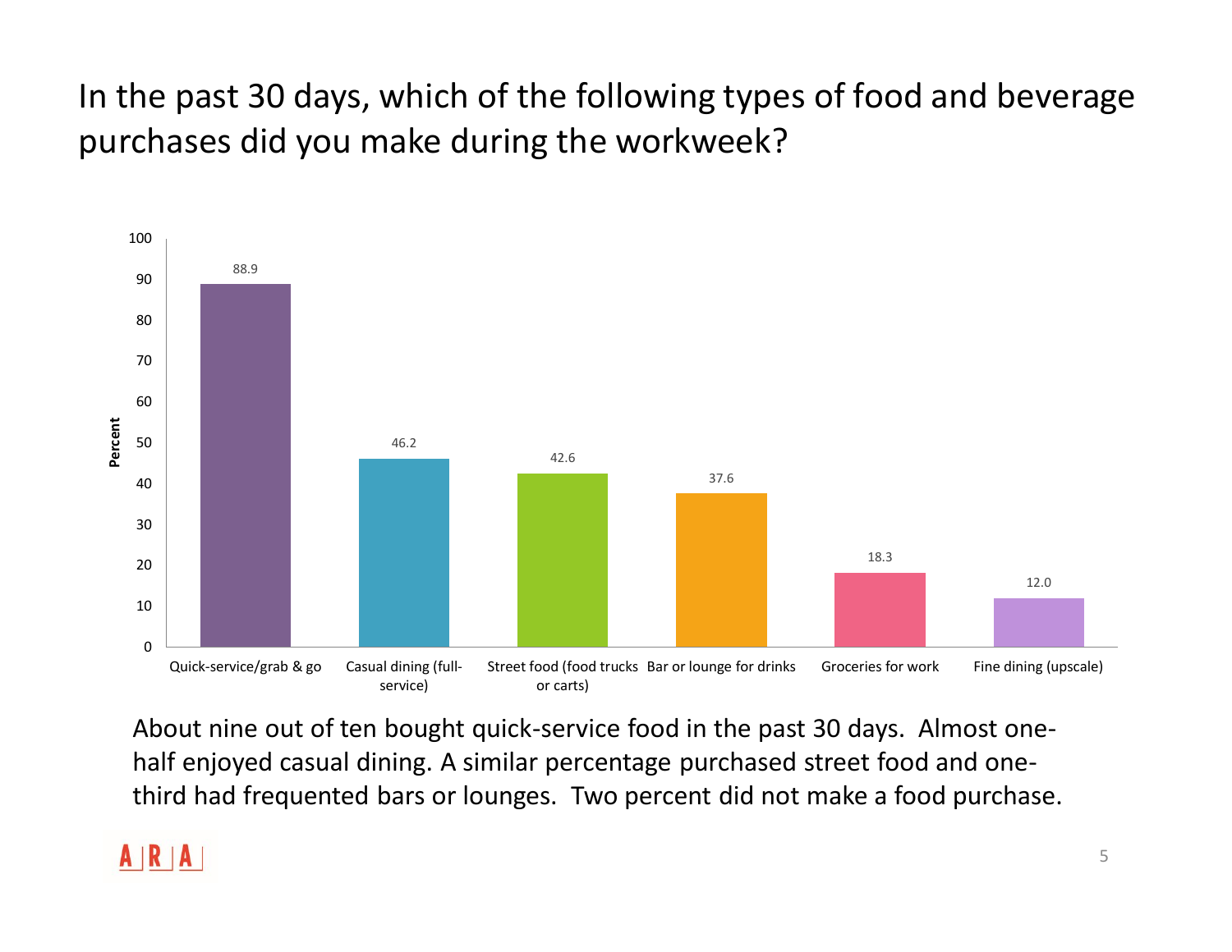# In the past 30 days, which of the following types of food and beverage purchases did you make during the workweek?

| Type of purchase | Percent |
|---|---|
| Quick-service/grab & go | 88.9 |
| Casual dining (full-service) | 46.2 |
| Street food (food trucks or carts) | 42.6 |
| Bar or lounge for drinks | 37.6 |
| Groceries for work | 18.3 |
| Fine dining (upscale) | 12.0 |

About nine out of ten bought quick-service food in the past 30 days. Almost one-half enjoyed casual dining. A similar percentage purchased street food and one-third had frequented bars or lounges. Two percent did not make a food purchase.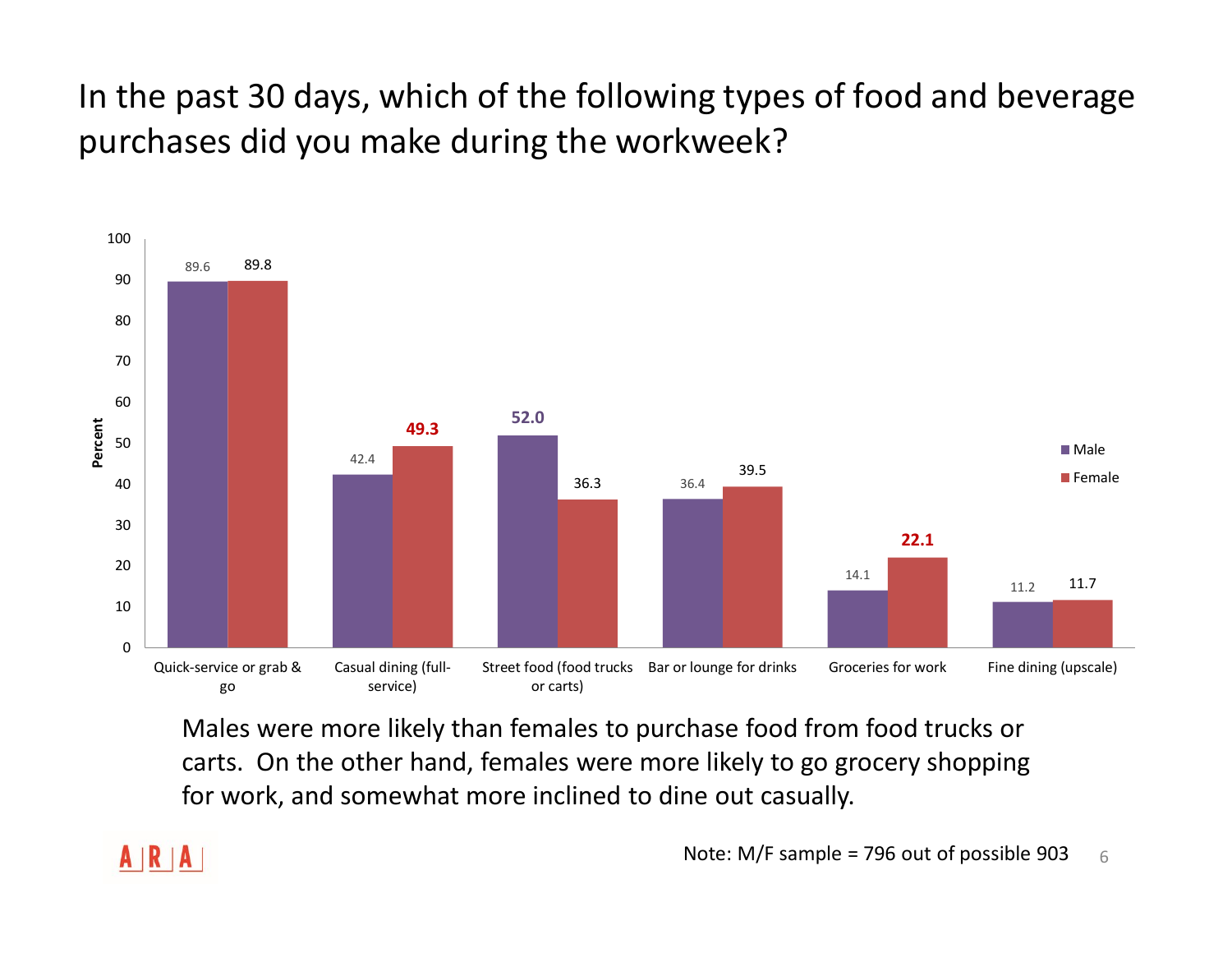# In the past 30 days, which of the following types of food and beverage purchases did you make during the workweek?

| | Male | Female |
|---|---|---|
| Quick-service or grab & go | 89.6 | 89.8 |
| Casual dining (full-service) | 42.4 | **49.3** |
| Street food (food trucks or carts) | **52.0** | 36.3 |
| Bar or lounge for drinks | 36.4 | 39.5 |
| Groceries for work | 14.1 | **22.1** |
| Fine dining (upscale) | 11.2 | 11.7 |

Males were more likely than females to purchase food from food trucks or carts. On the other hand, females were more likely to go grocery shopping for work, and somewhat more inclined to dine out casually.

Note: M/F sample = 796 out of possible 903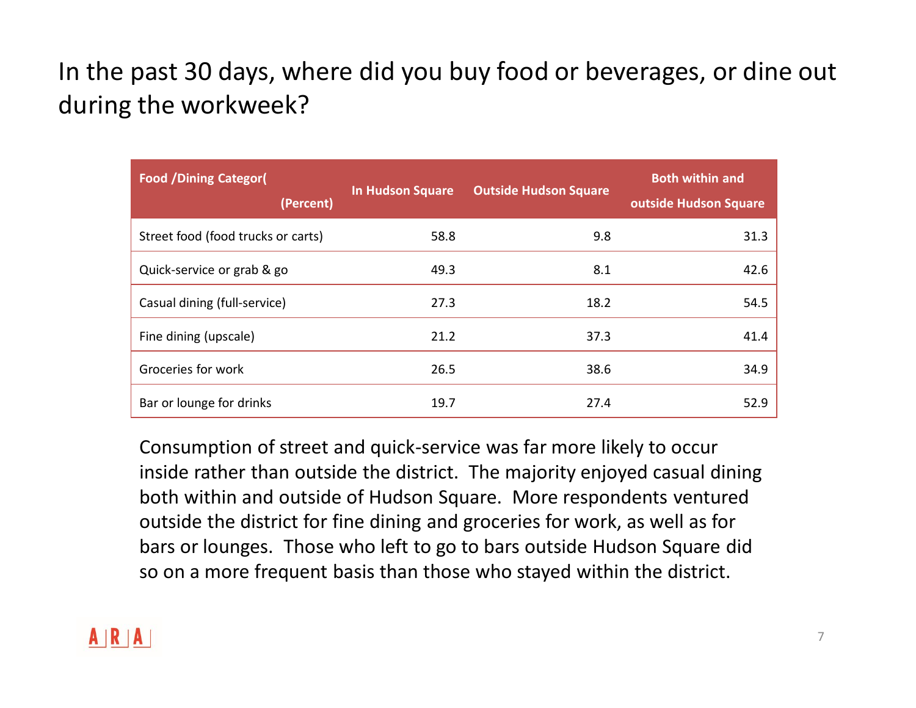# In the past 30 days, where did you buy food or beverages, or dine out during the workweek?

| Food /Dining Categor( (Percent) | In Hudson Square | Outside Hudson Square | Both within and outside Hudson Square |
|---|---|---|---|
| Street food (food trucks or carts) | 58.8 | 9.8 | 31.3 |
| Quick-service or grab & go | 49.3 | 8.1 | 42.6 |
| Casual dining (full-service) | 27.3 | 18.2 | 54.5 |
| Fine dining (upscale) | 21.2 | 37.3 | 41.4 |
| Groceries for work | 26.5 | 38.6 | 34.9 |
| Bar or lounge for drinks | 19.7 | 27.4 | 52.9 |

Consumption of street and quick-service was far more likely to occur inside rather than outside the district. The majority enjoyed casual dining both within and outside of Hudson Square. More respondents ventured outside the district for fine dining and groceries for work, as well as for bars or lounges. Those who left to go to bars outside Hudson Square did so on a more frequent basis than those who stayed within the district.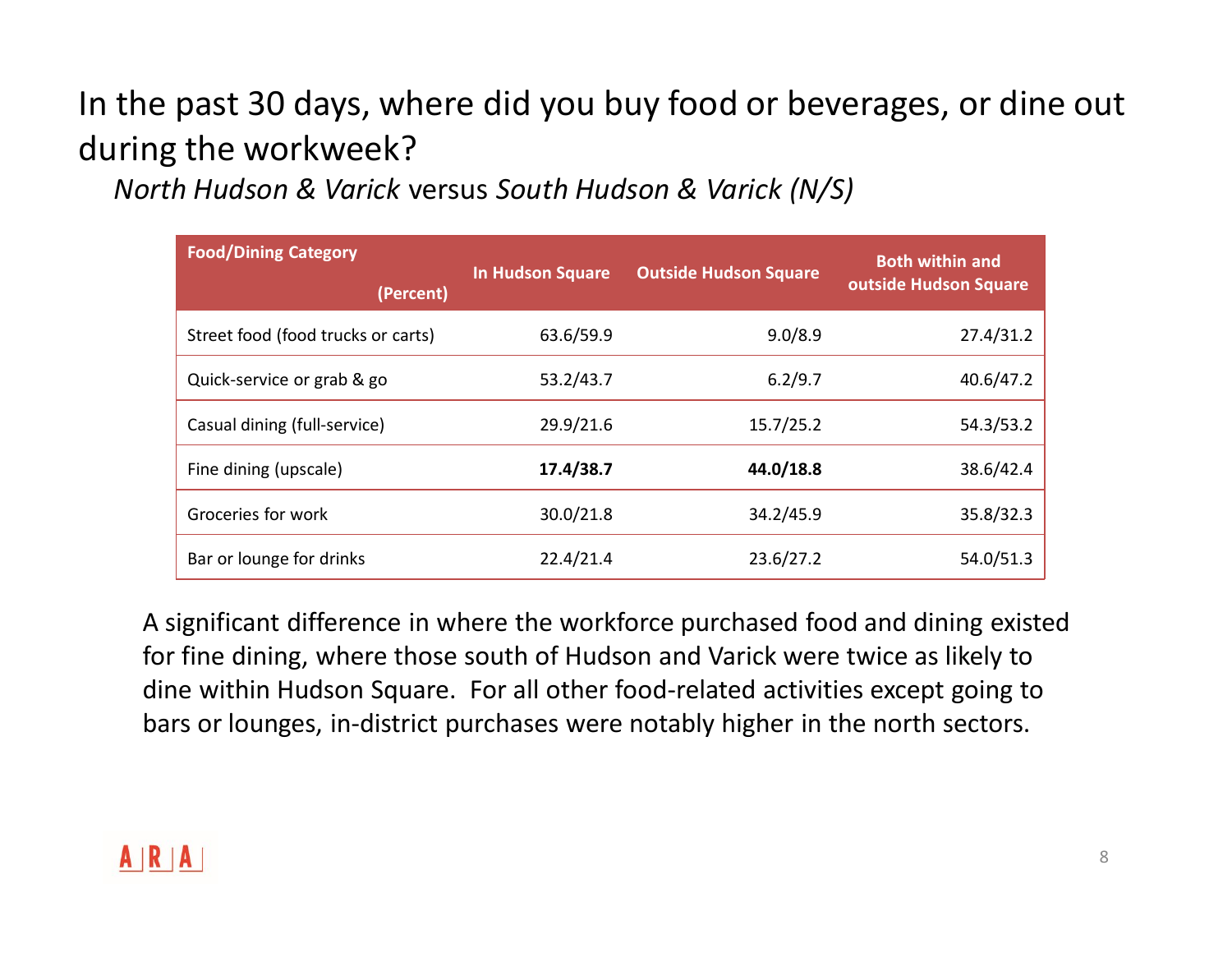# In the past 30 days, where did you buy food or beverages, or dine out during the workweek?

*North Hudson & Varick* versus *South Hudson & Varick (N/S)*

| Food/Dining Category (Percent) | In Hudson Square | Outside Hudson Square | Both within and outside Hudson Square |
|---|---|---|---|
| Street food (food trucks or carts) | 63.6/59.9 | 9.0/8.9 | 27.4/31.2 |
| Quick-service or grab & go | 53.2/43.7 | 6.2/9.7 | 40.6/47.2 |
| Casual dining (full-service) | 29.9/21.6 | 15.7/25.2 | 54.3/53.2 |
| Fine dining (upscale) | **17.4/38.7** | **44.0/18.8** | 38.6/42.4 |
| Groceries for work | 30.0/21.8 | 34.2/45.9 | 35.8/32.3 |
| Bar or lounge for drinks | 22.4/21.4 | 23.6/27.2 | 54.0/51.3 |

A significant difference in where the workforce purchased food and dining existed for fine dining, where those south of Hudson and Varick were twice as likely to dine within Hudson Square. For all other food-related activities except going to bars or lounges, in-district purchases were notably higher in the north sectors.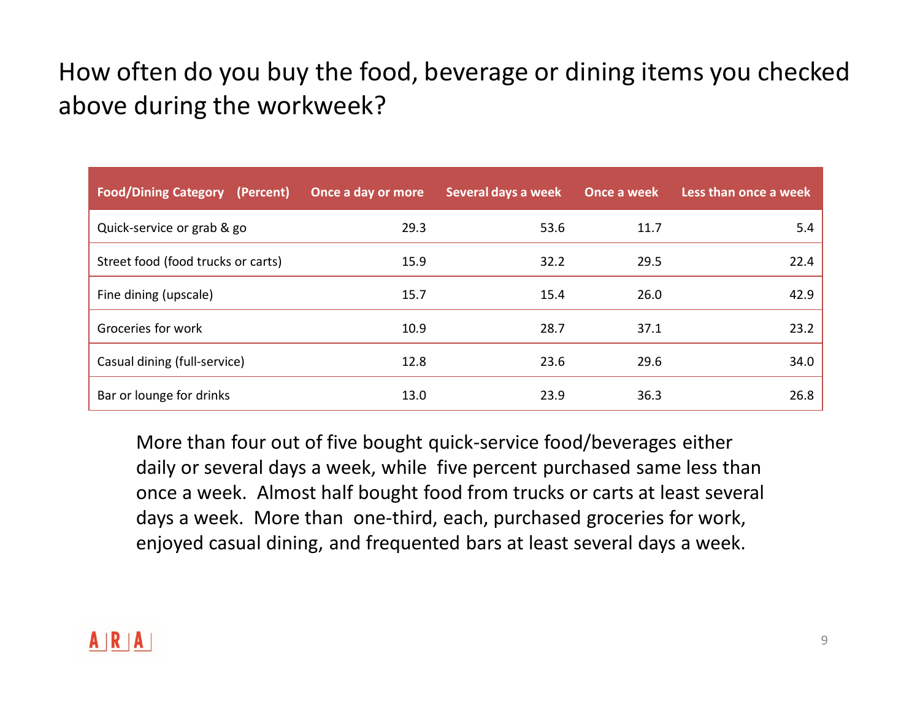# How often do you buy the food, beverage or dining items you checked above during the workweek?

| Food/Dining Category (Percent) | Once a day or more | Several days a week | Once a week | Less than once a week |
|---|---|---|---|---|
| Quick-service or grab & go | 29.3 | 53.6 | 11.7 | 5.4 |
| Street food (food trucks or carts) | 15.9 | 32.2 | 29.5 | 22.4 |
| Fine dining (upscale) | 15.7 | 15.4 | 26.0 | 42.9 |
| Groceries for work | 10.9 | 28.7 | 37.1 | 23.2 |
| Casual dining (full-service) | 12.8 | 23.6 | 29.6 | 34.0 |
| Bar or lounge for drinks | 13.0 | 23.9 | 36.3 | 26.8 |

More than four out of five bought quick-service food/beverages either daily or several days a week, while five percent purchased same less than once a week. Almost half bought food from trucks or carts at least several days a week. More than one-third, each, purchased groceries for work, enjoyed casual dining, and frequented bars at least several days a week.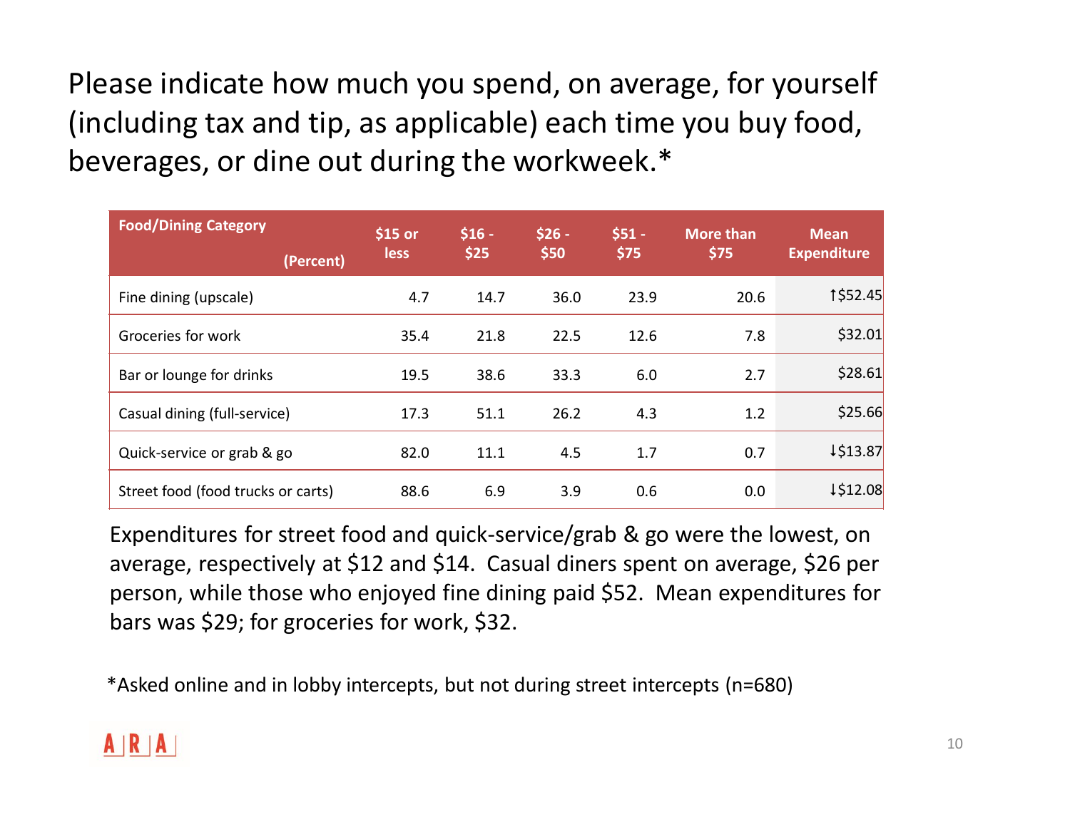# Please indicate how much you spend, on average, for yourself (including tax and tip, as applicable) each time you buy food, beverages, or dine out during the workweek.*

| Food/Dining Category (Percent) | $15 or less | $16 - $25 | $26 - $50 | $51 - $75 | More than $75 | Mean Expenditure |
|---|---|---|---|---|---|---|
| Fine dining (upscale) | 4.7 | 14.7 | 36.0 | 23.9 | 20.6 | ↑$52.45 |
| Groceries for work | 35.4 | 21.8 | 22.5 | 12.6 | 7.8 | $32.01 |
| Bar or lounge for drinks | 19.5 | 38.6 | 33.3 | 6.0 | 2.7 | $28.61 |
| Casual dining (full-service) | 17.3 | 51.1 | 26.2 | 4.3 | 1.2 | $25.66 |
| Quick-service or grab & go | 82.0 | 11.1 | 4.5 | 1.7 | 0.7 | ↓$13.87 |
| Street food (food trucks or carts) | 88.6 | 6.9 | 3.9 | 0.6 | 0.0 | ↓$12.08 |

Expenditures for street food and quick-service/grab & go were the lowest, on average, respectively at $12 and $14. Casual diners spent on average, $26 per person, while those who enjoyed fine dining paid $52. Mean expenditures for bars was $29; for groceries for work, $32.

*Asked online and in lobby intercepts, but not during street intercepts (n=680)

ARA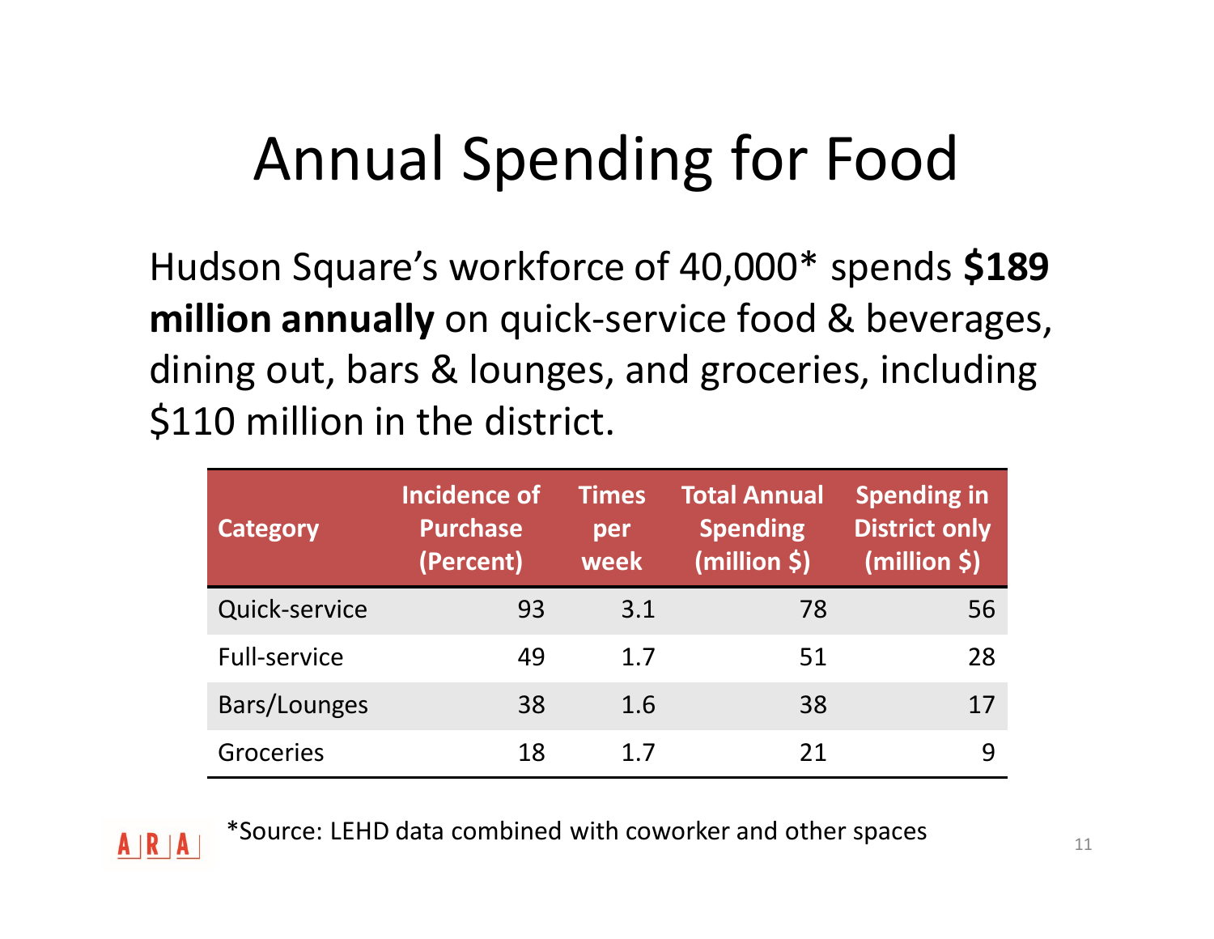# Annual Spending for Food

Hudson Square's workforce of 40,000* spends **$189 million annually** on quick-service food & beverages, dining out, bars & lounges, and groceries, including $110 million in the district.

| Category | Incidence of Purchase (Percent) | Times per week | Total Annual Spending (million $) | Spending in District only (million $) |
|---|---|---|---|---|
| Quick-service | 93 | 3.1 | 78 | 56 |
| Full-service | 49 | 1.7 | 51 | 28 |
| Bars/Lounges | 38 | 1.6 | 38 | 17 |
| Groceries | 18 | 1.7 | 21 | 9 |

*Source: LEHD data combined with coworker and other spaces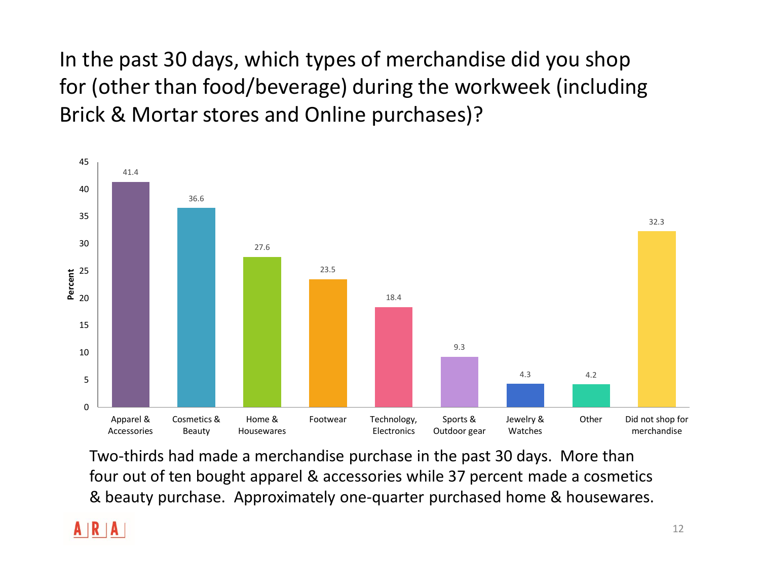# In the past 30 days, which types of merchandise did you shop for (other than food/beverage) during the workweek (including Brick & Mortar stores and Online purchases)?

| Merchandise | Percent |
|---|---|
| Apparel & Accessories | 41.4 |
| Cosmetics & Beauty | 36.6 |
| Home & Housewares | 27.6 |
| Footwear | 23.5 |
| Technology, Electronics | 18.4 |
| Sports & Outdoor gear | 9.3 |
| Jewelry & Watches | 4.3 |
| Other | 4.2 |
| Did not shop for merchandise | 32.3 |

Two-thirds had made a merchandise purchase in the past 30 days. More than four out of ten bought apparel & accessories while 37 percent made a cosmetics & beauty purchase. Approximately one-quarter purchased home & housewares.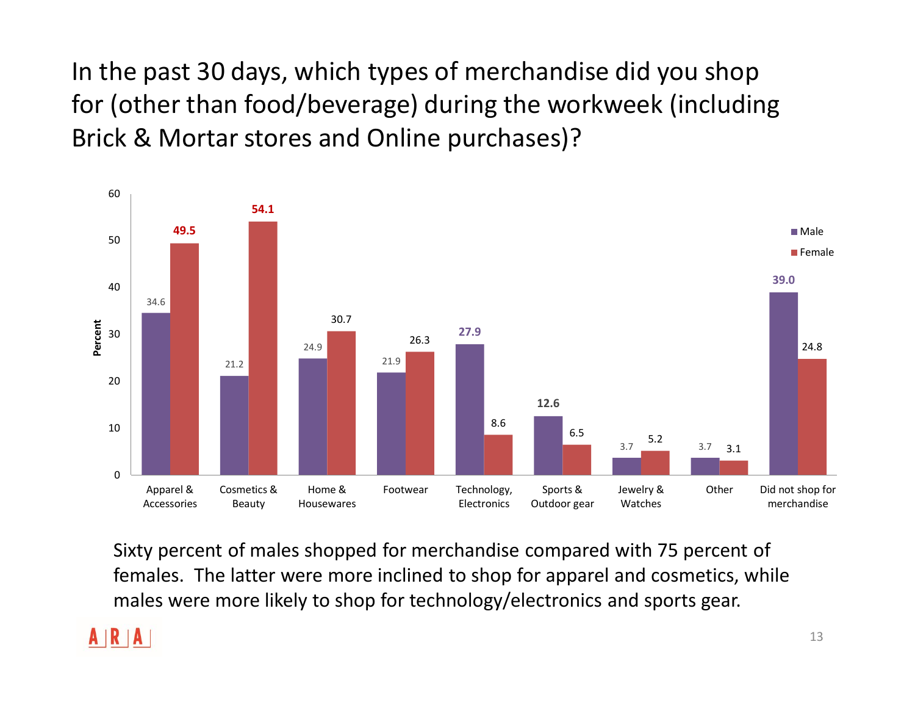# In the past 30 days, which types of merchandise did you shop for (other than food/beverage) during the workweek (including Brick & Mortar stores and Online purchases)?

| Merchandise | Male (%) | Female (%) |
|---|---|---|
| Apparel & Accessories | 34.6 | 49.5 |
| Cosmetics & Beauty | 21.2 | 54.1 |
| Home & Housewares | 24.9 | 30.7 |
| Footwear | 21.9 | 26.3 |
| Technology, Electronics | 27.9 | 8.6 |
| Sports & Outdoor gear | 12.6 | 6.5 |
| Jewelry & Watches | 3.7 | 5.2 |
| Other | 3.7 | 3.1 |
| Did not shop for merchandise | 39.0 | 24.8 |

Sixty percent of males shopped for merchandise compared with 75 percent of females. The latter were more inclined to shop for apparel and cosmetics, while males were more likely to shop for technology/electronics and sports gear.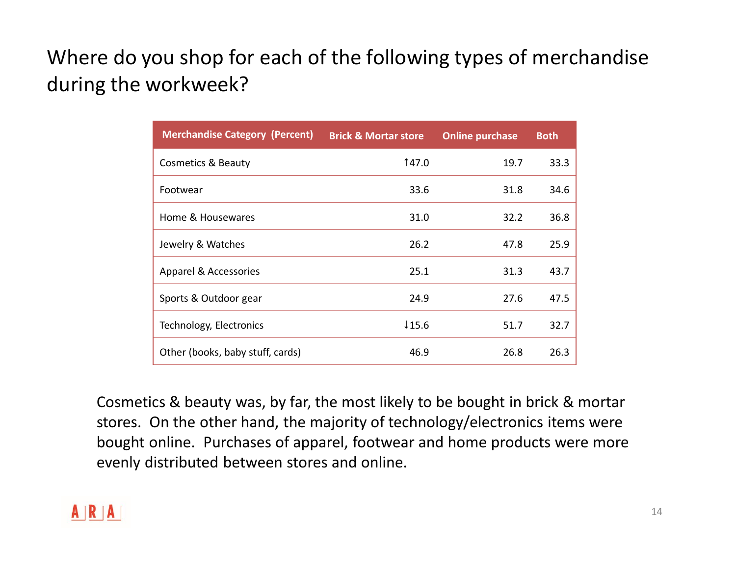# Where do you shop for each of the following types of merchandise during the workweek?

| Merchandise Category (Percent) | Brick & Mortar store | Online purchase | Both |
|---|---|---|---|
| Cosmetics & Beauty | ↑47.0 | 19.7 | 33.3 |
| Footwear | 33.6 | 31.8 | 34.6 |
| Home & Housewares | 31.0 | 32.2 | 36.8 |
| Jewelry & Watches | 26.2 | 47.8 | 25.9 |
| Apparel & Accessories | 25.1 | 31.3 | 43.7 |
| Sports & Outdoor gear | 24.9 | 27.6 | 47.5 |
| Technology, Electronics | ↓15.6 | 51.7 | 32.7 |
| Other (books, baby stuff, cards) | 46.9 | 26.8 | 26.3 |

Cosmetics & beauty was, by far, the most likely to be bought in brick & mortar stores. On the other hand, the majority of technology/electronics items were bought online. Purchases of apparel, footwear and home products were more evenly distributed between stores and online.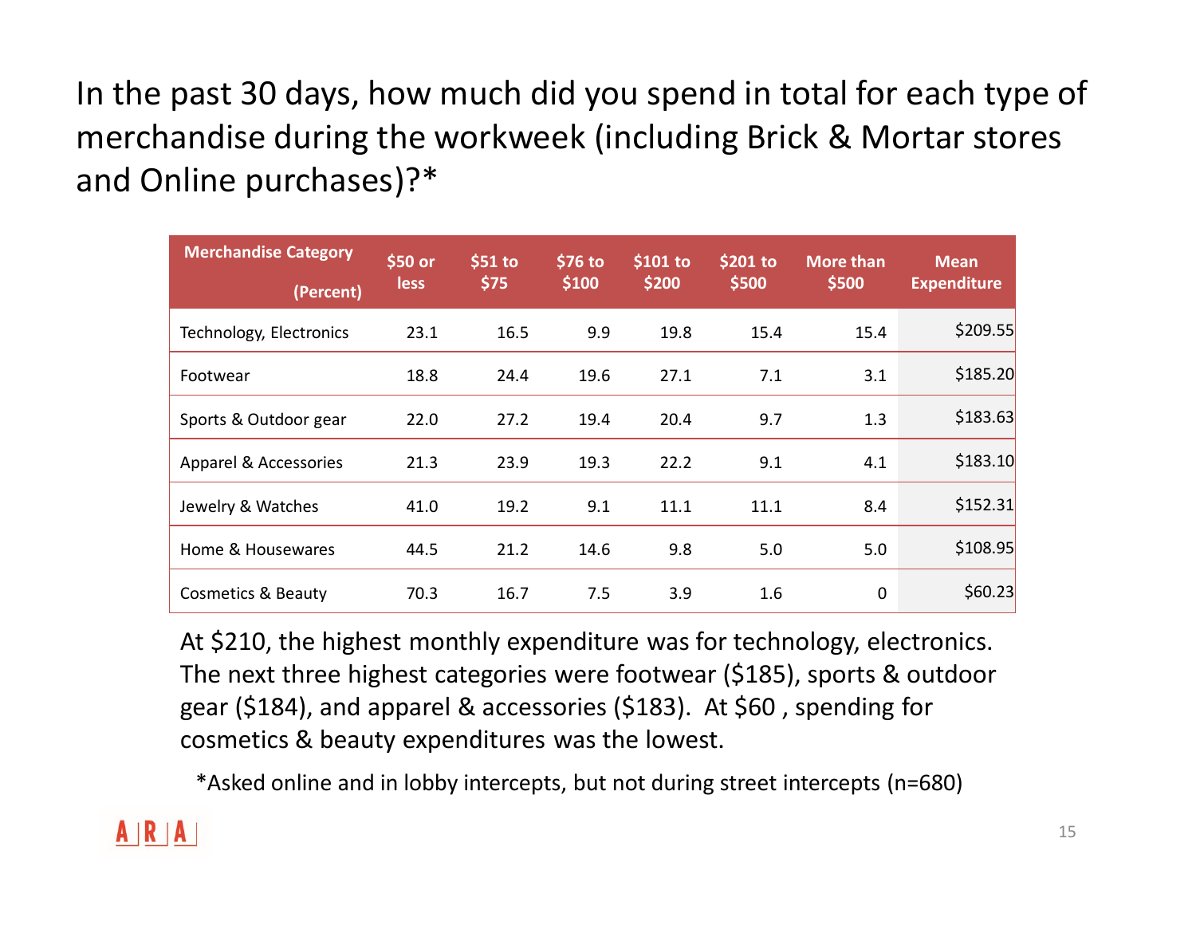# In the past 30 days, how much did you spend in total for each type of merchandise during the workweek (including Brick & Mortar stores and Online purchases)?*

| Merchandise Category (Percent) | $50 or less | $51 to $75 | $76 to $100 | $101 to $200 | $201 to $500 | More than $500 | Mean Expenditure |
|---|---|---|---|---|---|---|---|
| Technology, Electronics | 23.1 | 16.5 | 9.9 | 19.8 | 15.4 | 15.4 | $209.55 |
| Footwear | 18.8 | 24.4 | 19.6 | 27.1 | 7.1 | 3.1 | $185.20 |
| Sports & Outdoor gear | 22.0 | 27.2 | 19.4 | 20.4 | 9.7 | 1.3 | $183.63 |
| Apparel & Accessories | 21.3 | 23.9 | 19.3 | 22.2 | 9.1 | 4.1 | $183.10 |
| Jewelry & Watches | 41.0 | 19.2 | 9.1 | 11.1 | 11.1 | 8.4 | $152.31 |
| Home & Housewares | 44.5 | 21.2 | 14.6 | 9.8 | 5.0 | 5.0 | $108.95 |
| Cosmetics & Beauty | 70.3 | 16.7 | 7.5 | 3.9 | 1.6 | 0 | $60.23 |

At $210, the highest monthly expenditure was for technology, electronics. The next three highest categories were footwear ($185), sports & outdoor gear ($184), and apparel & accessories ($183). At $60 , spending for cosmetics & beauty expenditures was the lowest.

*Asked online and in lobby intercepts, but not during street intercepts (n=680)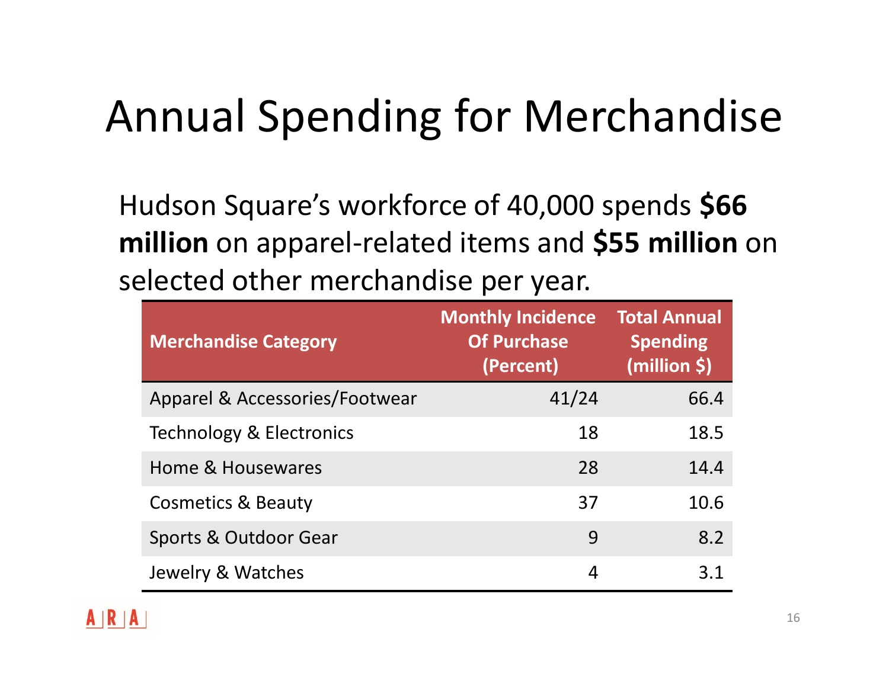# Annual Spending for Merchandise

Hudson Square's workforce of 40,000 spends **$66 million** on apparel-related items and **$55 million** on selected other merchandise per year.

| Merchandise Category | Monthly Incidence Of Purchase (Percent) | Total Annual Spending (million $) |
|---|---|---|
| Apparel & Accessories/Footwear | 41/24 | 66.4 |
| Technology & Electronics | 18 | 18.5 |
| Home & Housewares | 28 | 14.4 |
| Cosmetics & Beauty | 37 | 10.6 |
| Sports & Outdoor Gear | 9 | 8.2 |
| Jewelry & Watches | 4 | 3.1 |

A|R|A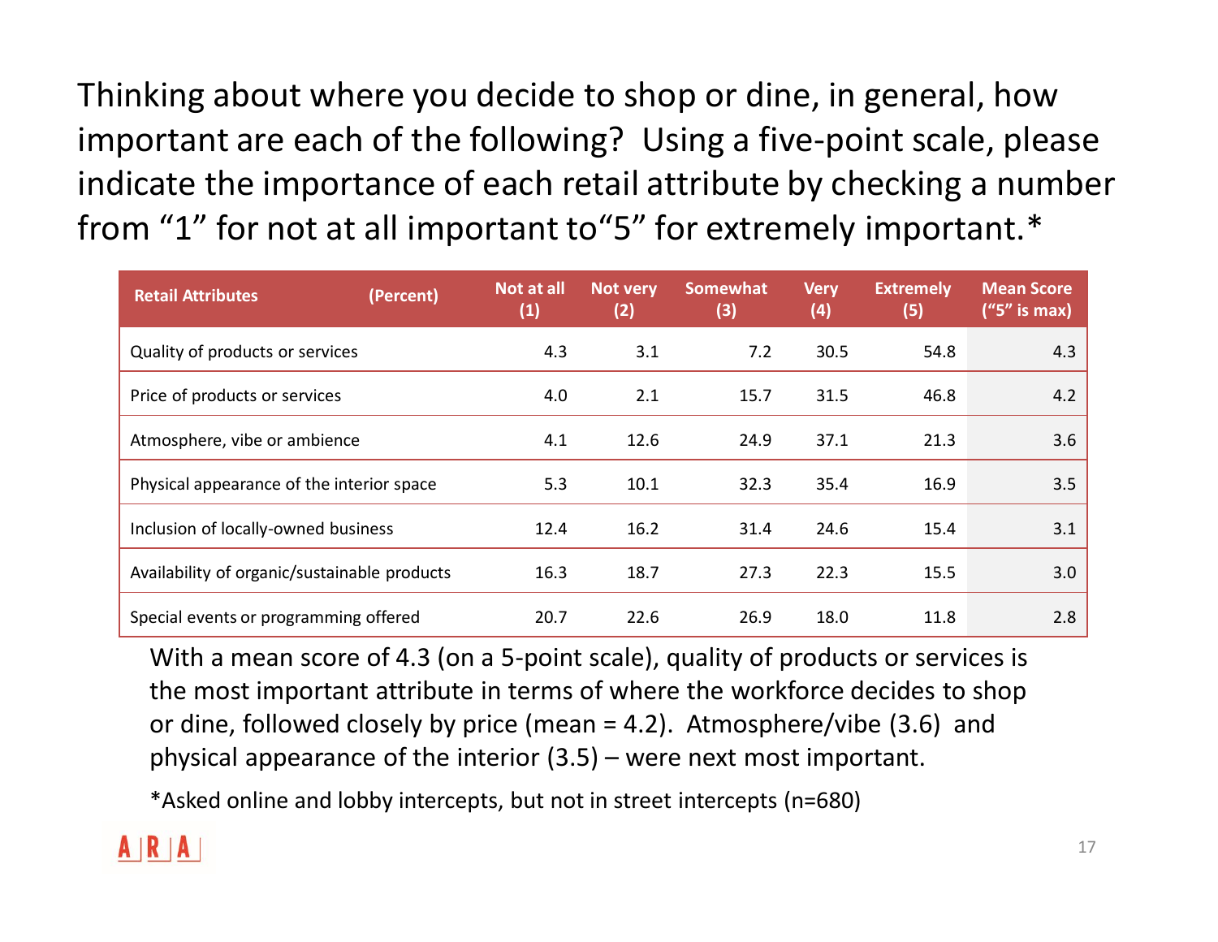# Thinking about where you decide to shop or dine, in general, how important are each of the following? Using a five-point scale, please indicate the importance of each retail attribute by checking a number from "1" for not at all important to"5" for extremely important.*

| Retail Attributes (Percent) | Not at all (1) | Not very (2) | Somewhat (3) | Very (4) | Extremely (5) | Mean Score ("5" is max) |
|---|---|---|---|---|---|---|
| Quality of products or services | 4.3 | 3.1 | 7.2 | 30.5 | 54.8 | 4.3 |
| Price of products or services | 4.0 | 2.1 | 15.7 | 31.5 | 46.8 | 4.2 |
| Atmosphere, vibe or ambience | 4.1 | 12.6 | 24.9 | 37.1 | 21.3 | 3.6 |
| Physical appearance of the interior space | 5.3 | 10.1 | 32.3 | 35.4 | 16.9 | 3.5 |
| Inclusion of locally-owned business | 12.4 | 16.2 | 31.4 | 24.6 | 15.4 | 3.1 |
| Availability of organic/sustainable products | 16.3 | 18.7 | 27.3 | 22.3 | 15.5 | 3.0 |
| Special events or programming offered | 20.7 | 22.6 | 26.9 | 18.0 | 11.8 | 2.8 |

With a mean score of 4.3 (on a 5-point scale), quality of products or services is the most important attribute in terms of where the workforce decides to shop or dine, followed closely by price (mean = 4.2). Atmosphere/vibe (3.6) and physical appearance of the interior (3.5) – were next most important.

*Asked online and lobby intercepts, but not in street intercepts (n=680)

ARA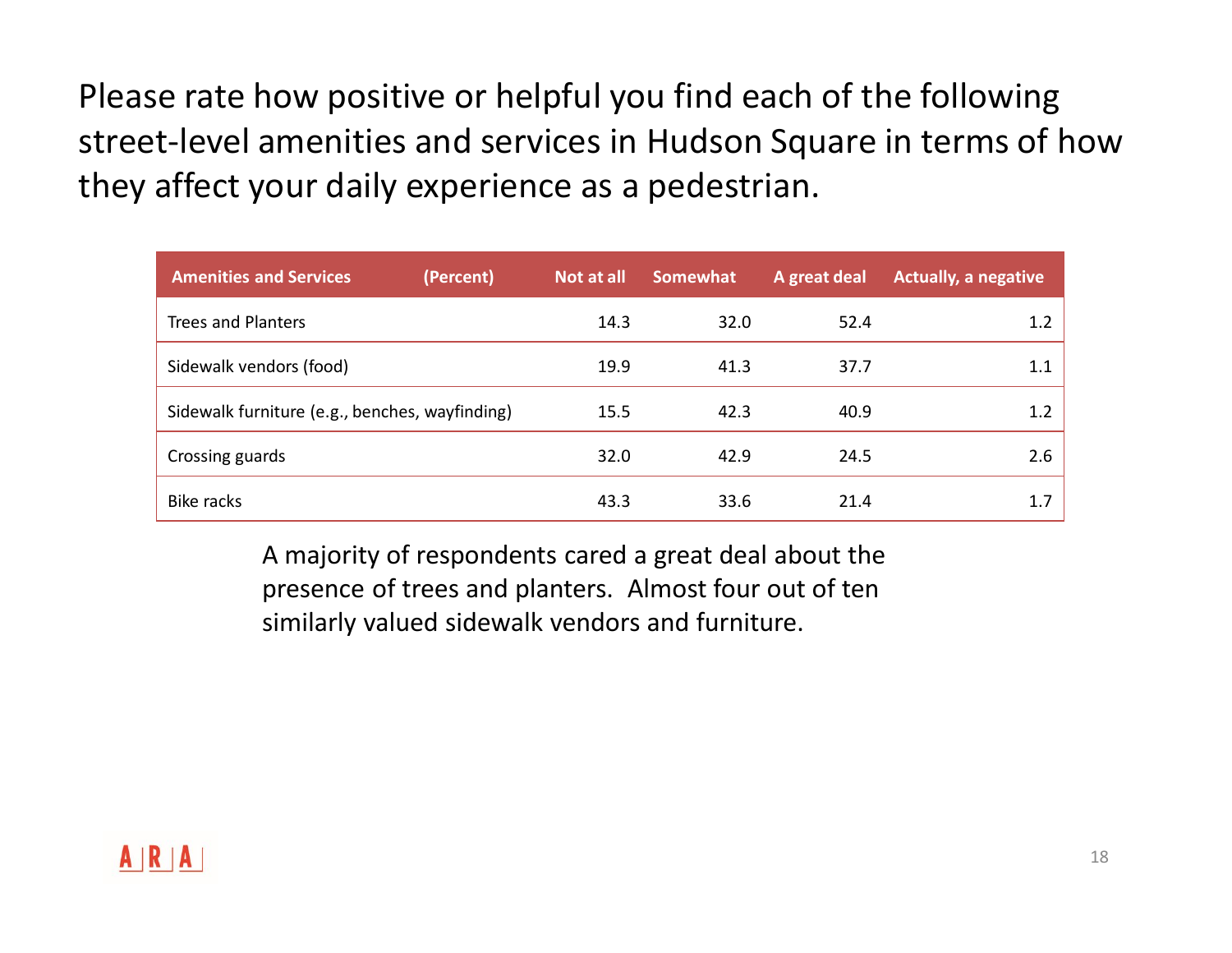Please rate how positive or helpful you find each of the following street-level amenities and services in Hudson Square in terms of how they affect your daily experience as a pedestrian.

| Amenities and Services (Percent) | Not at all | Somewhat | A great deal | Actually, a negative |
|---|---|---|---|---|
| Trees and Planters | 14.3 | 32.0 | 52.4 | 1.2 |
| Sidewalk vendors (food) | 19.9 | 41.3 | 37.7 | 1.1 |
| Sidewalk furniture (e.g., benches, wayfinding) | 15.5 | 42.3 | 40.9 | 1.2 |
| Crossing guards | 32.0 | 42.9 | 24.5 | 2.6 |
| Bike racks | 43.3 | 33.6 | 21.4 | 1.7 |

A majority of respondents cared a great deal about the presence of trees and planters. Almost four out of ten similarly valued sidewalk vendors and furniture.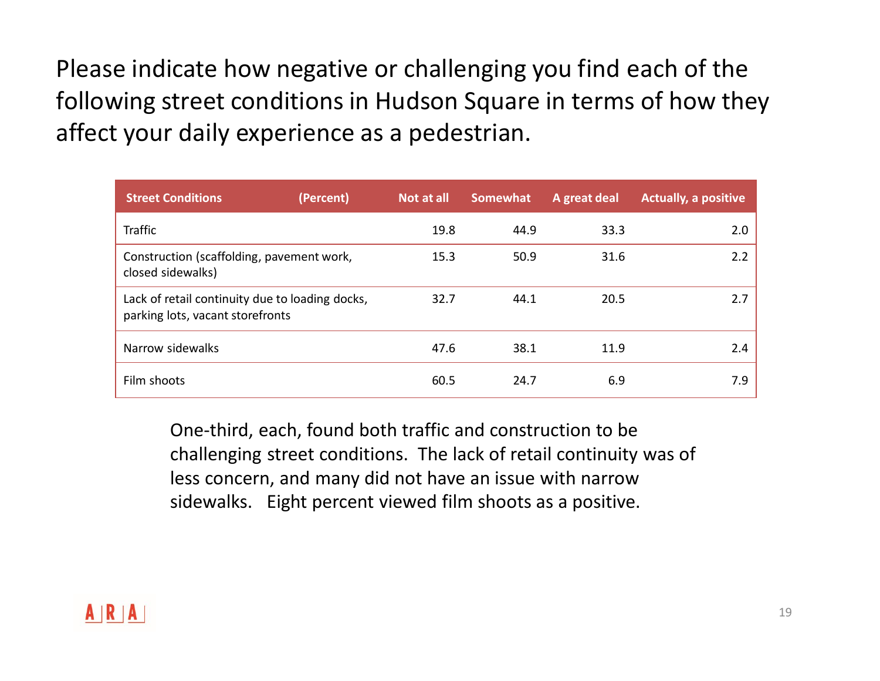Please indicate how negative or challenging you find each of the following street conditions in Hudson Square in terms of how they affect your daily experience as a pedestrian.

| Street Conditions (Percent) | Not at all | Somewhat | A great deal | Actually, a positive |
|---|---|---|---|---|
| Traffic | 19.8 | 44.9 | 33.3 | 2.0 |
| Construction (scaffolding, pavement work, closed sidewalks) | 15.3 | 50.9 | 31.6 | 2.2 |
| Lack of retail continuity due to loading docks, parking lots, vacant storefronts | 32.7 | 44.1 | 20.5 | 2.7 |
| Narrow sidewalks | 47.6 | 38.1 | 11.9 | 2.4 |
| Film shoots | 60.5 | 24.7 | 6.9 | 7.9 |

One-third, each, found both traffic and construction to be challenging street conditions. The lack of retail continuity was of less concern, and many did not have an issue with narrow sidewalks. Eight percent viewed film shoots as a positive.

ARA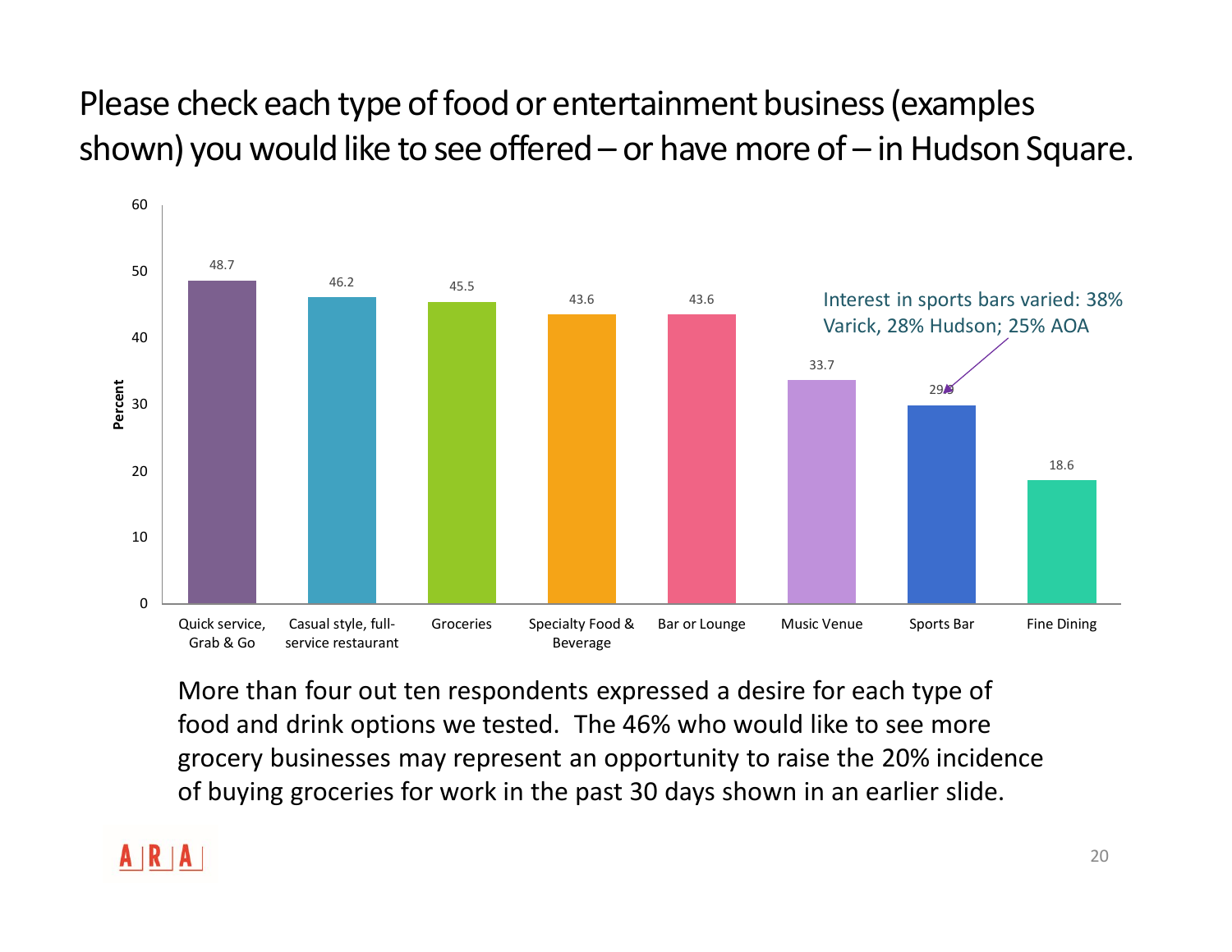# Please check each type of food or entertainment business (examples shown) you would like to see offered – or have more of – in Hudson Square.

| | Percent |
|---|---|
| Quick service, Grab & Go | 48.7 |
| Casual style, full-service restaurant | 46.2 |
| Groceries | 45.5 |
| Specialty Food & Beverage | 43.6 |
| Bar or Lounge | 43.6 |
| Music Venue | 33.7 |
| Sports Bar | 29.9 |
| Fine Dining | 18.6 |

Interest in sports bars varied: 38% Varick, 28% Hudson; 25% AOA

More than four out ten respondents expressed a desire for each type of food and drink options we tested. The 46% who would like to see more grocery businesses may represent an opportunity to raise the 20% incidence of buying groceries for work in the past 30 days shown in an earlier slide.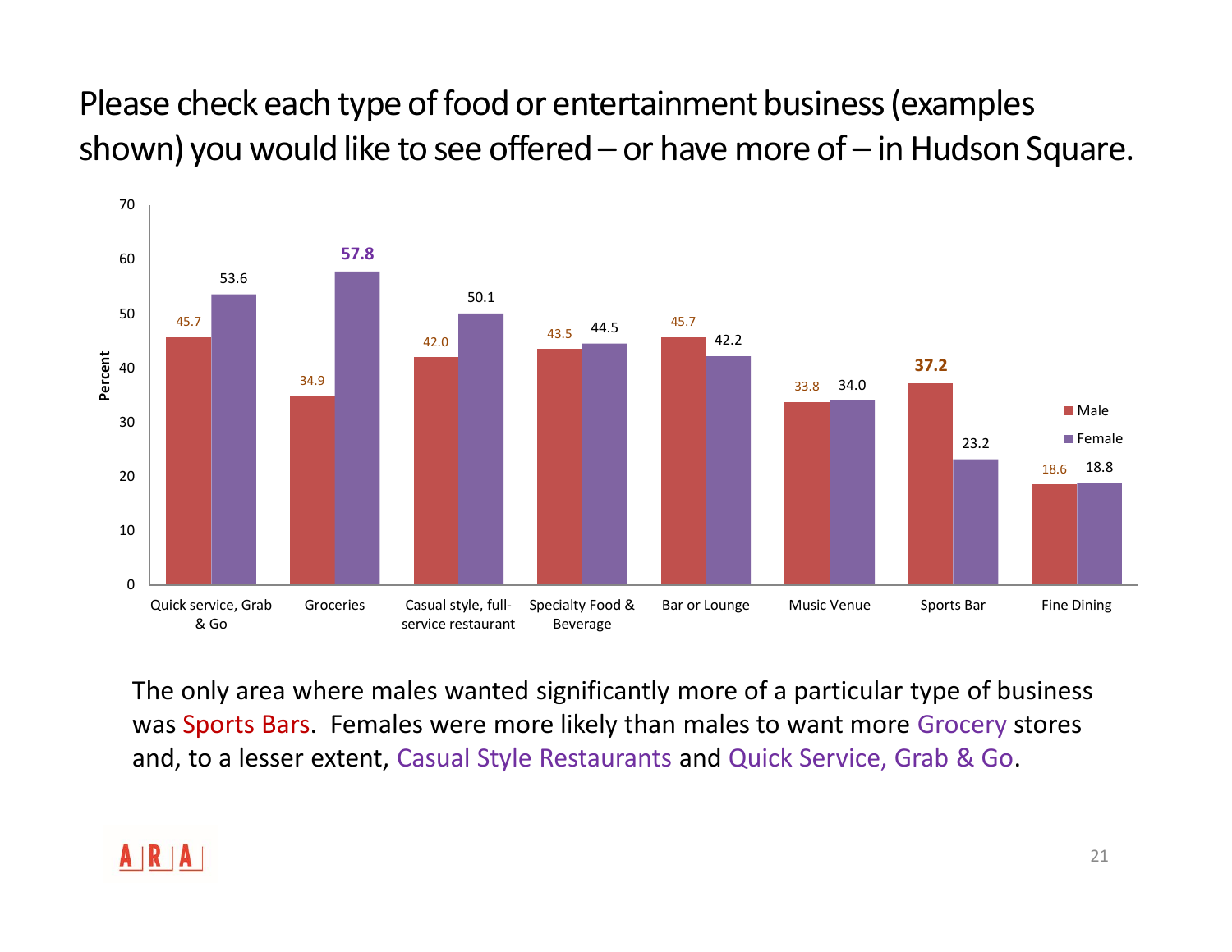# Please check each type of food or entertainment business (examples shown) you would like to see offered – or have more of – in Hudson Square.

| Business Type | Male (Percent) | Female (Percent) |
|---|---|---|
| Quick service, Grab & Go | 45.7 | 53.6 |
| Groceries | 34.9 | 57.8 |
| Casual style, full-service restaurant | 42.0 | 50.1 |
| Specialty Food & Beverage | 43.5 | 44.5 |
| Bar or Lounge | 45.7 | 42.2 |
| Music Venue | 33.8 | 34.0 |
| Sports Bar | 37.2 | 23.2 |
| Fine Dining | 18.6 | 18.8 |

The only area where males wanted significantly more of a particular type of business was Sports Bars. Females were more likely than males to want more Grocery stores and, to a lesser extent, Casual Style Restaurants and Quick Service, Grab & Go.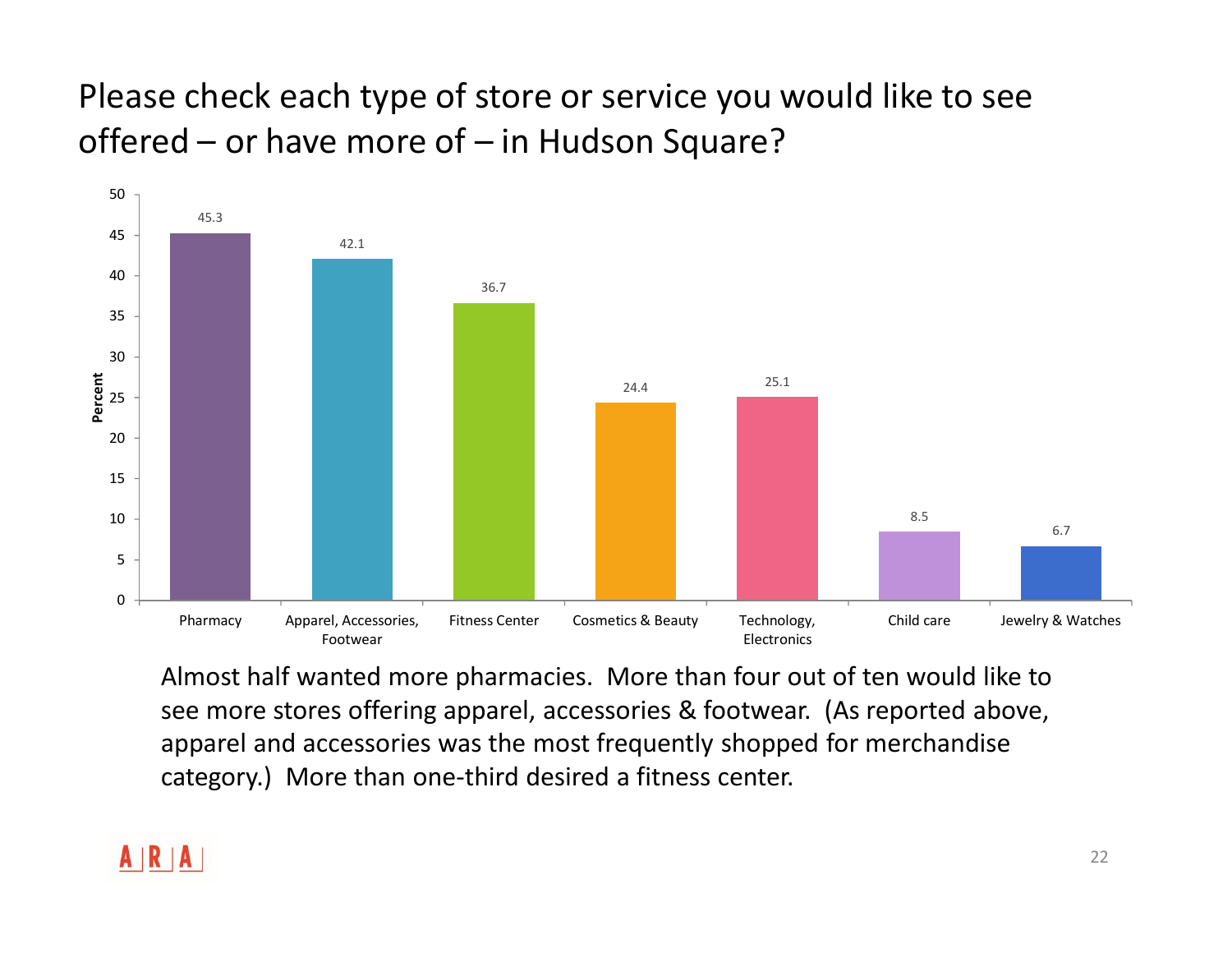# Please check each type of store or service you would like to see offered – or have more of – in Hudson Square?

| Store/Service | Percent |
|---|---|
| Pharmacy | 45.3 |
| Apparel, Accessories, Footwear | 42.1 |
| Fitness Center | 36.7 |
| Cosmetics & Beauty | 24.4 |
| Technology, Electronics | 25.1 |
| Child care | 8.5 |
| Jewelry & Watches | 6.7 |

Almost half wanted more pharmacies. More than four out of ten would like to see more stores offering apparel, accessories & footwear. (As reported above, apparel and accessories was the most frequently shopped for merchandise category.) More than one-third desired a fitness center.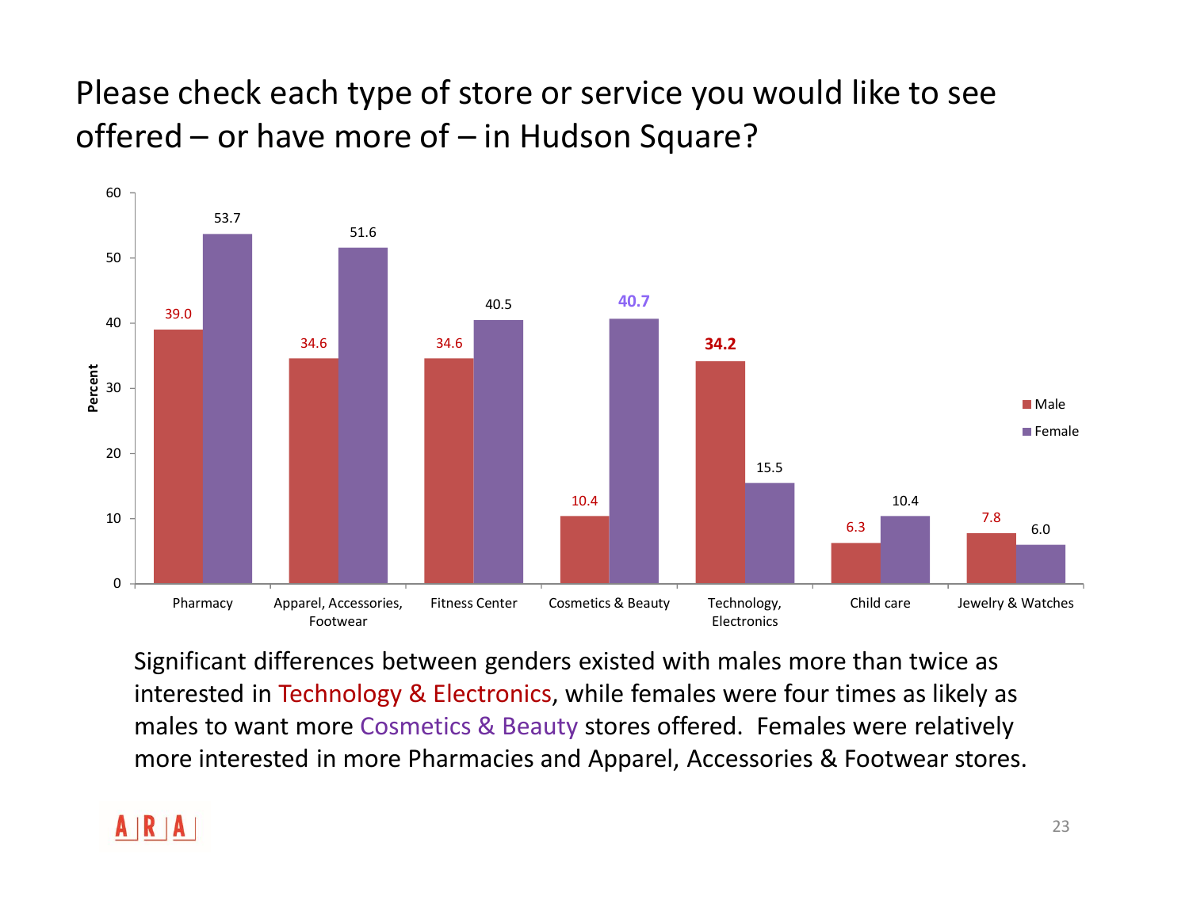# Please check each type of store or service you would like to see offered – or have more of – in Hudson Square?

| Store/Service | Male | Female |
|---|---|---|
| Pharmacy | 39.0 | 53.7 |
| Apparel, Accessories, Footwear | 34.6 | 51.6 |
| Fitness Center | 34.6 | 40.5 |
| Cosmetics & Beauty | 10.4 | 40.7 |
| Technology, Electronics | 34.2 | 15.5 |
| Child care | 6.3 | 10.4 |
| Jewelry & Watches | 7.8 | 6.0 |

Significant differences between genders existed with males more than twice as interested in Technology & Electronics, while females were four times as likely as males to want more Cosmetics & Beauty stores offered. Females were relatively more interested in more Pharmacies and Apparel, Accessories & Footwear stores.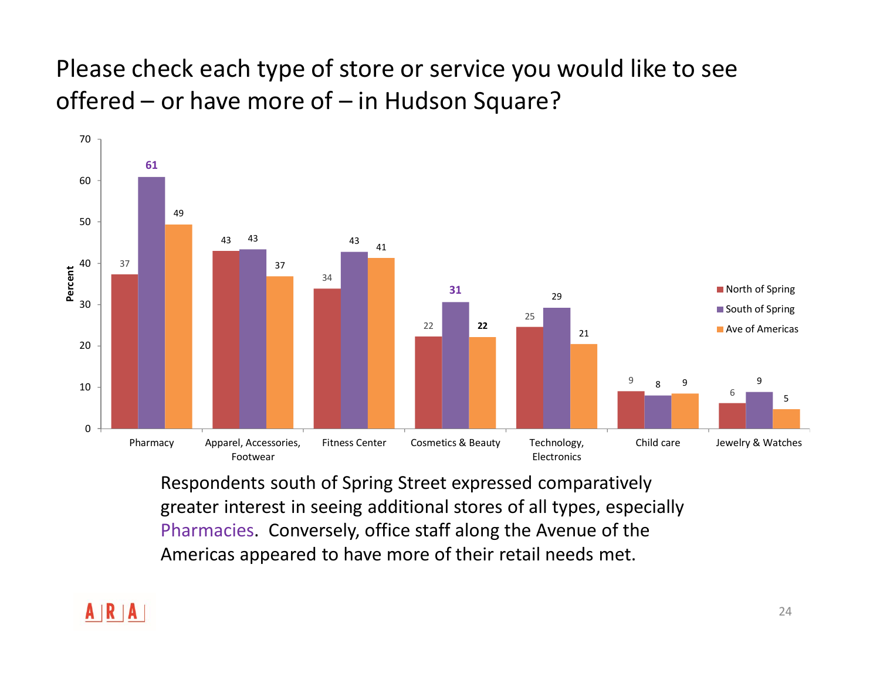# Please check each type of store or service you would like to see offered – or have more of – in Hudson Square?

| Store/Service | North of Spring | South of Spring | Ave of Americas |
|---|---|---|---|
| Pharmacy | 37 | 61 | 49 |
| Apparel, Accessories, Footwear | 43 | 43 | 37 |
| Fitness Center | 34 | 43 | 41 |
| Cosmetics & Beauty | 22 | 31 | 22 |
| Technology, Electronics | 25 | 29 | 21 |
| Child care | 9 | 8 | 9 |
| Jewelry & Watches | 6 | 9 | 5 |

Percent

Respondents south of Spring Street expressed comparatively greater interest in seeing additional stores of all types, especially Pharmacies. Conversely, office staff along the Avenue of the Americas appeared to have more of their retail needs met.

ARA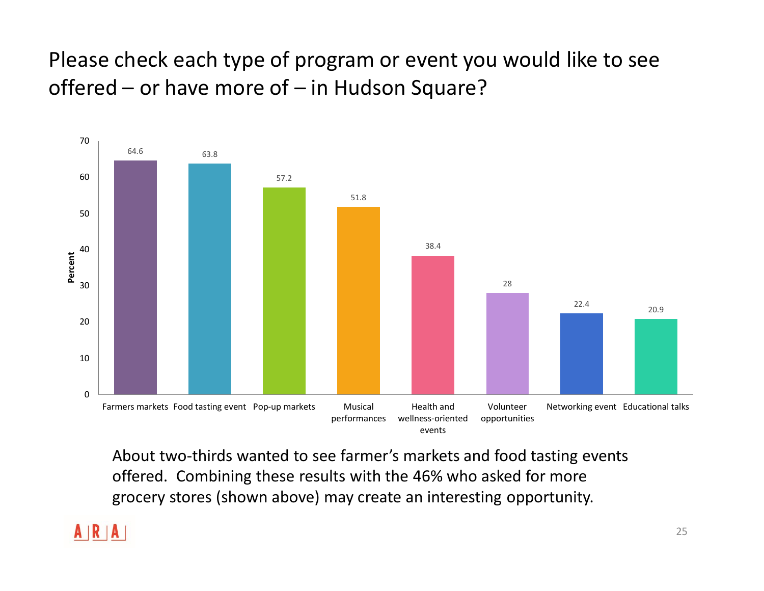# Please check each type of program or event you would like to see offered – or have more of – in Hudson Square?

| Program or event | Percent |
| --- | --- |
| Farmers markets | 64.6 |
| Food tasting event | 63.8 |
| Pop-up markets | 57.2 |
| Musical performances | 51.8 |
| Health and wellness-oriented events | 38.4 |
| Volunteer opportunities | 28 |
| Networking event | 22.4 |
| Educational talks | 20.9 |

About two-thirds wanted to see farmer's markets and food tasting events offered. Combining these results with the 46% who asked for more grocery stores (shown above) may create an interesting opportunity.

ARA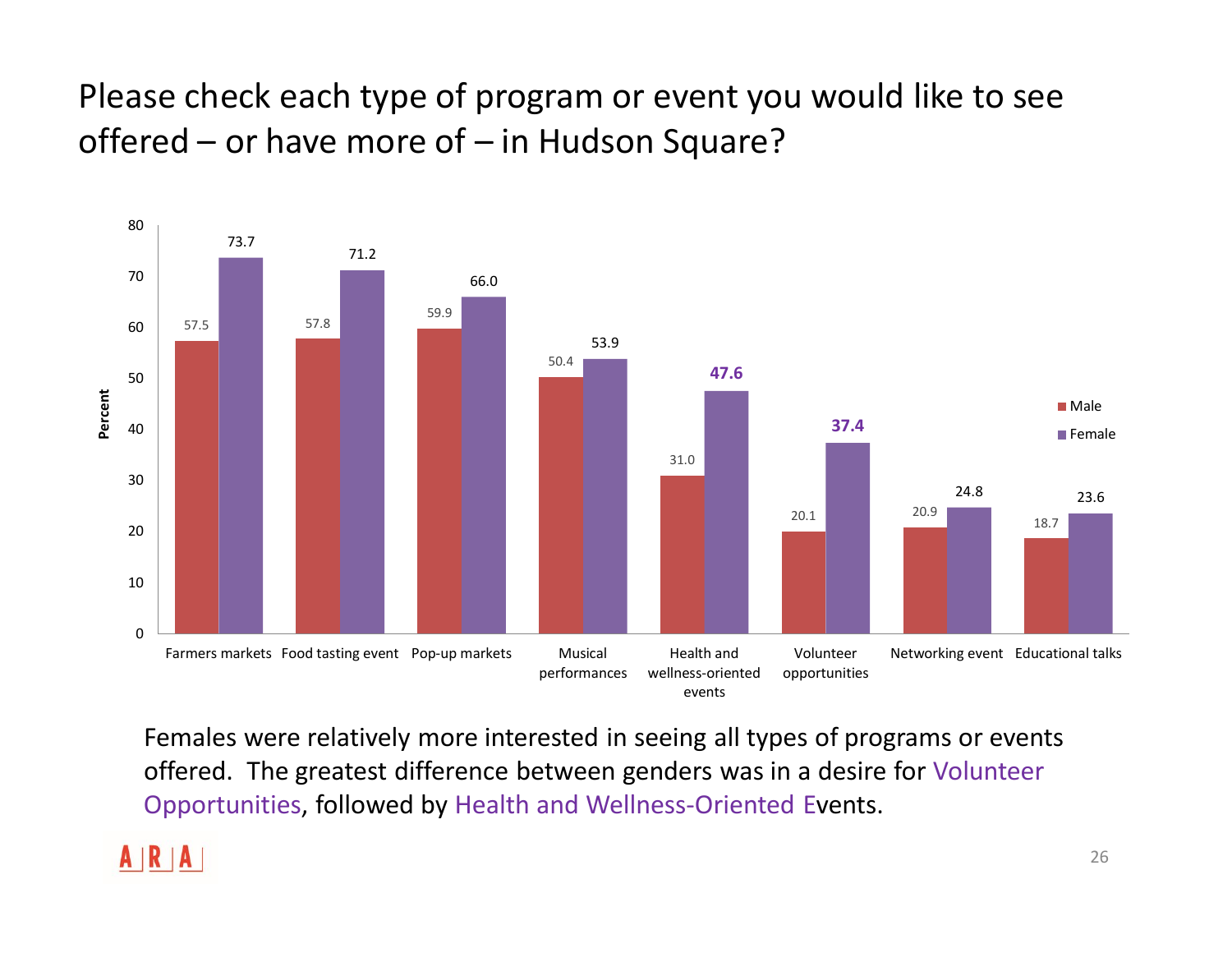# Please check each type of program or event you would like to see offered – or have more of – in Hudson Square?

| Program or event | Male (%) | Female (%) |
|---|---|---|
| Farmers markets | 57.5 | 73.7 |
| Food tasting event | 57.8 | 71.2 |
| Pop-up markets | 59.9 | 66.0 |
| Musical performances | 50.4 | 53.9 |
| Health and wellness-oriented events | 31.0 | **47.6** |
| Volunteer opportunities | 20.1 | **37.4** |
| Networking event | 20.9 | 24.8 |
| Educational talks | 18.7 | 23.6 |

Females were relatively more interested in seeing all types of programs or events offered. The greatest difference between genders was in a desire for Volunteer Opportunities, followed by Health and Wellness-Oriented Events.

ARA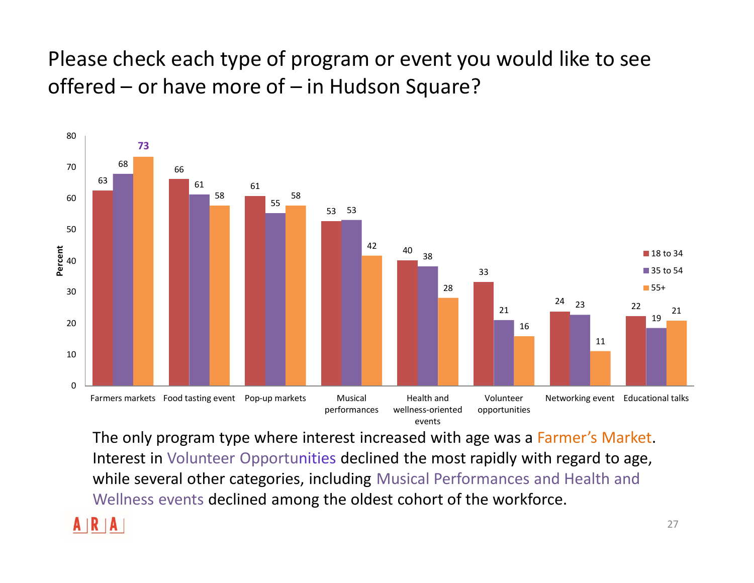# Please check each type of program or event you would like to see offered – or have more of – in Hudson Square?

| Program/Event | 18 to 34 | 35 to 54 | 55+ |
|---|---|---|---|
| Farmers markets | 63 | 68 | 73 |
| Food tasting event | 66 | 61 | 58 |
| Pop-up markets | 61 | 55 | 58 |
| Musical performances | 53 | 53 | 42 |
| Health and wellness-oriented events | 40 | 38 | 28 |
| Volunteer opportunities | 33 | 21 | 16 |
| Networking event | 24 | 23 | 11 |
| Educational talks | 22 | 19 | 21 |

The only program type where interest increased with age was a Farmer's Market. Interest in Volunteer Opportunities declined the most rapidly with regard to age, while several other categories, including Musical Performances and Health and Wellness events declined among the oldest cohort of the workforce.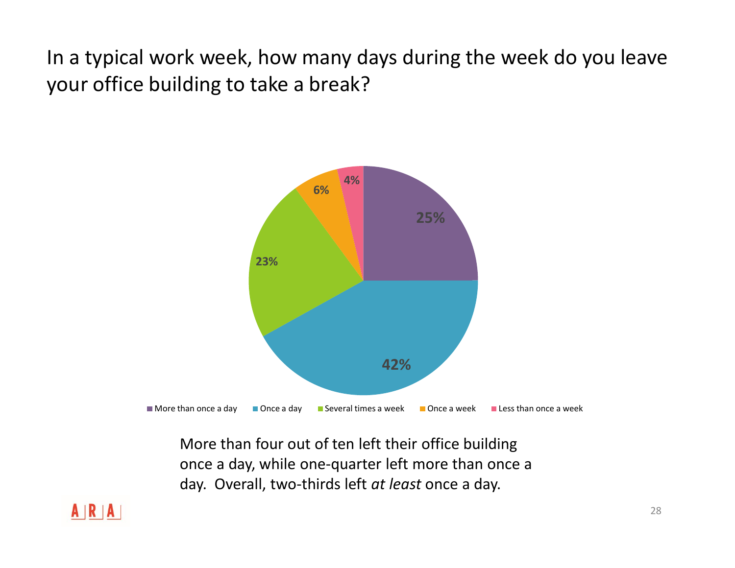# In a typical work week, how many days during the week do you leave your office building to take a break?

| Response | Percent |
|---|---|
| More than once a day | 25% |
| Once a day | 42% |
| Several times a week | 23% |
| Once a week | 6% |
| Less than once a week | 4% |

More than four out of ten left their office building once a day, while one-quarter left more than once a day. Overall, two-thirds left *at least* once a day.

ARA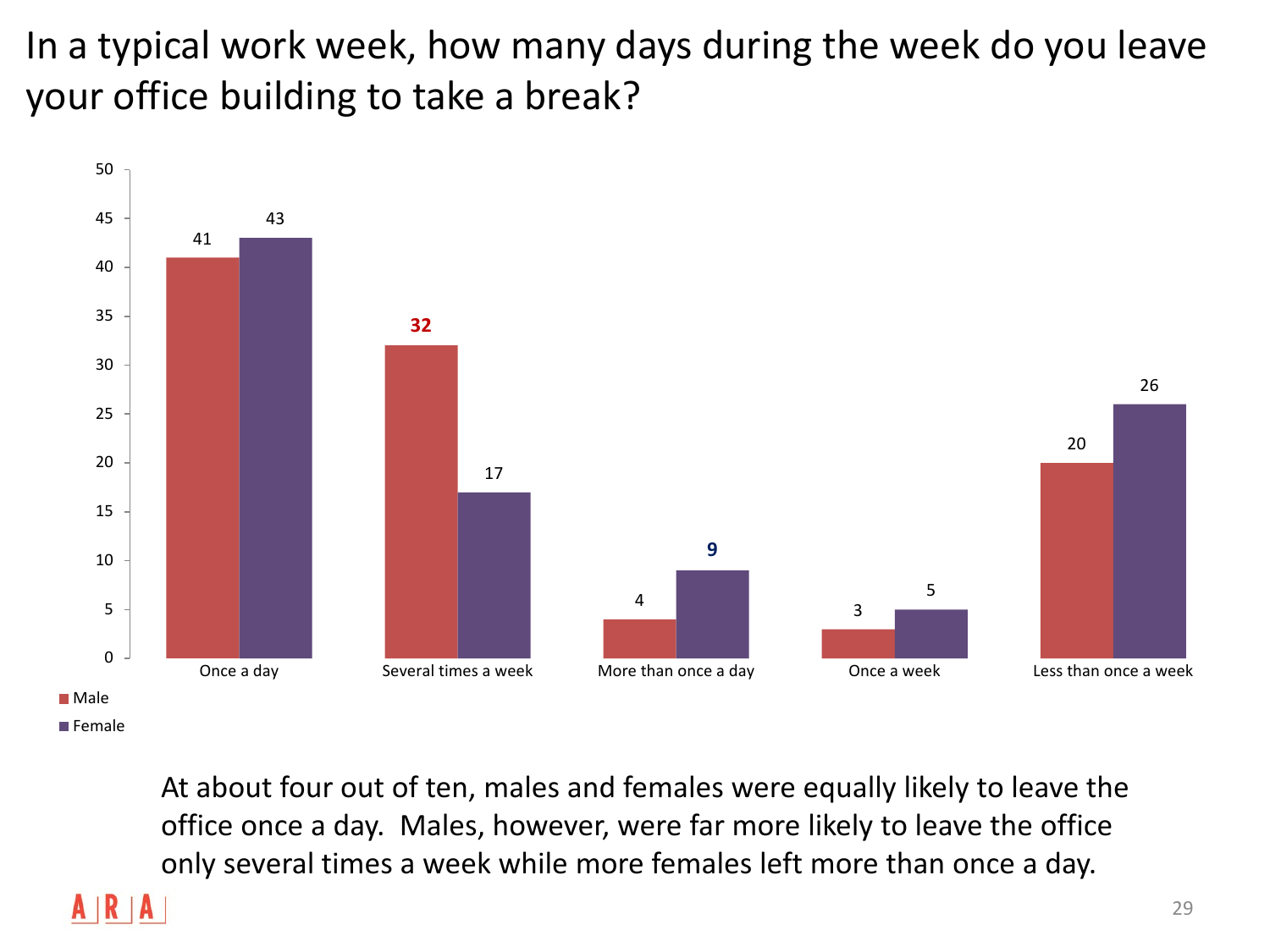# In a typical work week, how many days during the week do you leave your office building to take a break?

| | Male | Female |
|---|---|---|
| Once a day | 41 | 43 |
| Several times a week | **32** | 17 |
| More than once a day | 4 | **9** |
| Once a week | 3 | 5 |
| Less than once a week | 20 | 26 |

At about four out of ten, males and females were equally likely to leave the office once a day. Males, however, were far more likely to leave the office only several times a week while more females left more than once a day.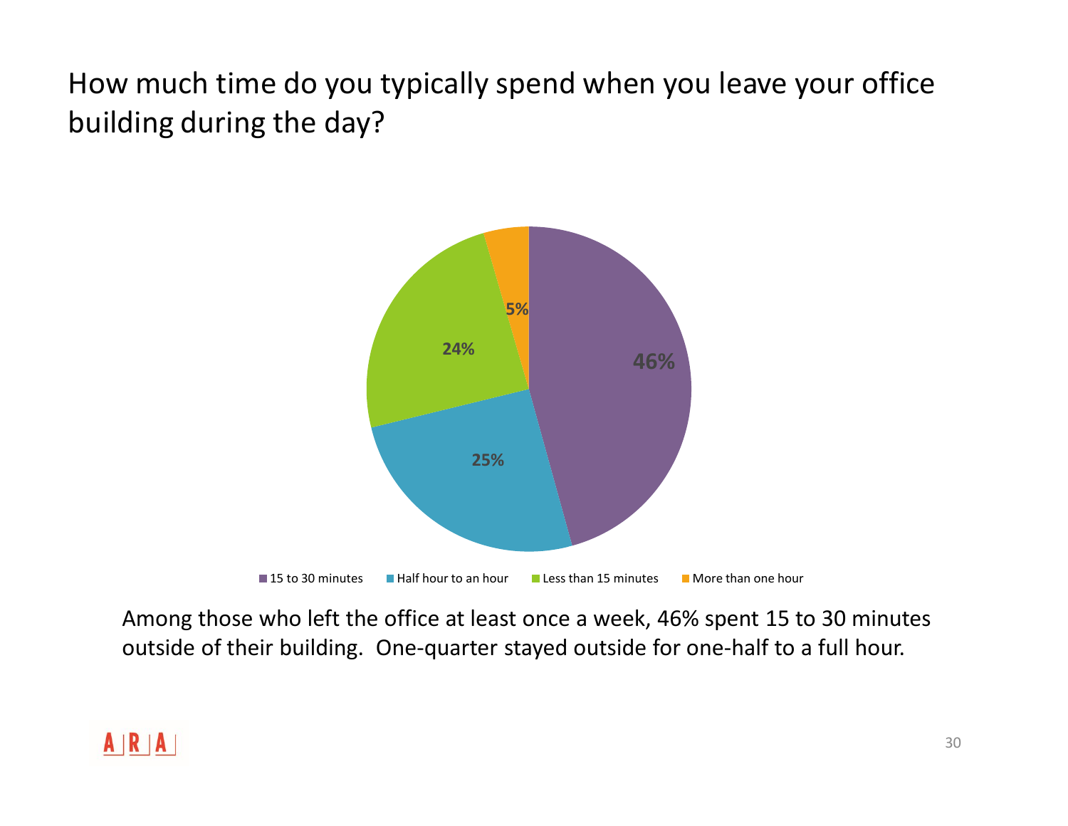# How much time do you typically spend when you leave your office building during the day?

| Response | Percentage |
|---|---|
| 15 to 30 minutes | 46% |
| Half hour to an hour | 25% |
| Less than 15 minutes | 24% |
| More than one hour | 5% |

Among those who left the office at least once a week, 46% spent 15 to 30 minutes outside of their building. One-quarter stayed outside for one-half to a full hour.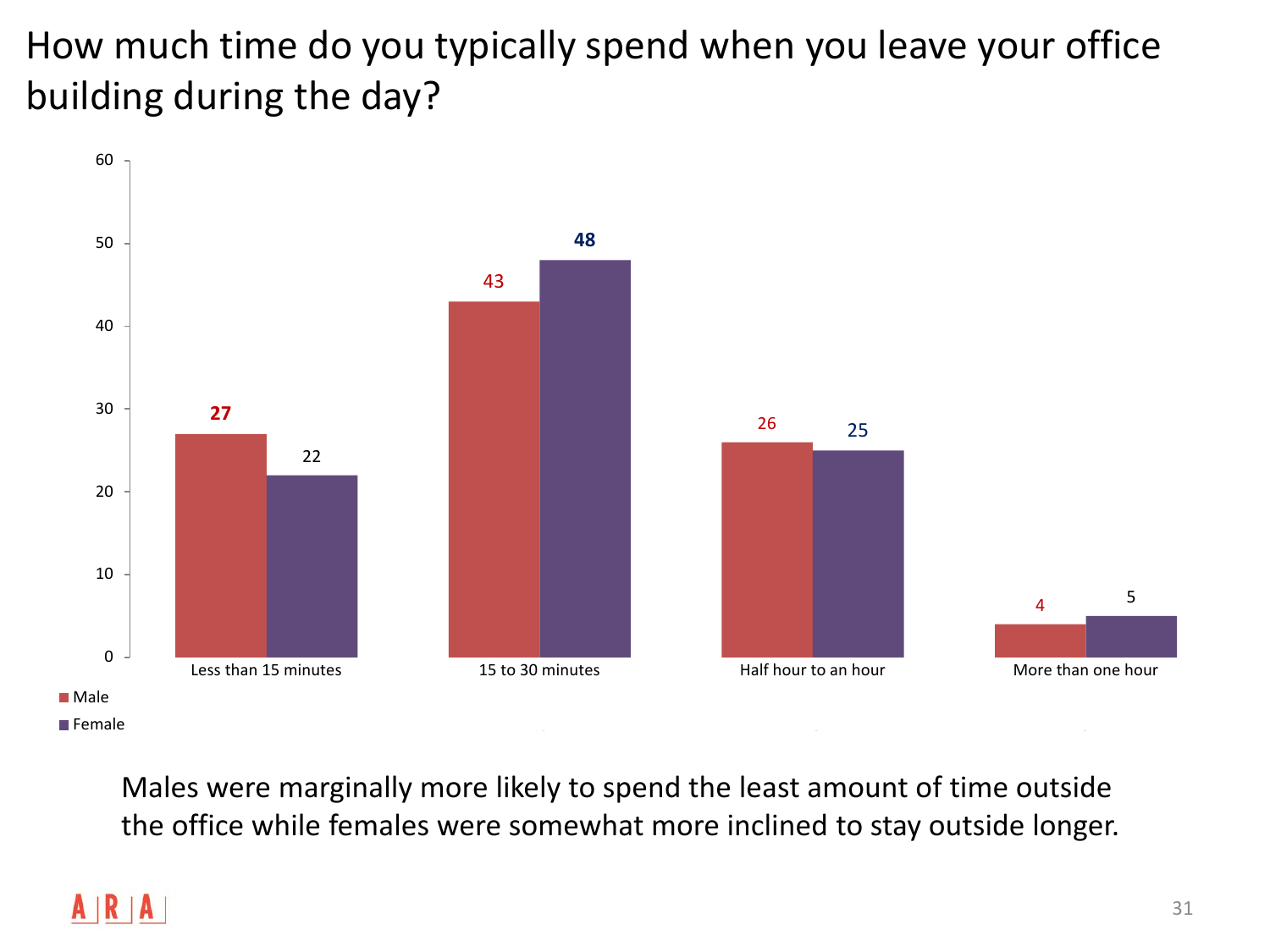# How much time do you typically spend when you leave your office building during the day?

| | Less than 15 minutes | 15 to 30 minutes | Half hour to an hour | More than one hour |
|---|---|---|---|---|
| Male | 27 | 43 | 26 | 4 |
| Female | 22 | 48 | 25 | 5 |

Males were marginally more likely to spend the least amount of time outside the office while females were somewhat more inclined to stay outside longer.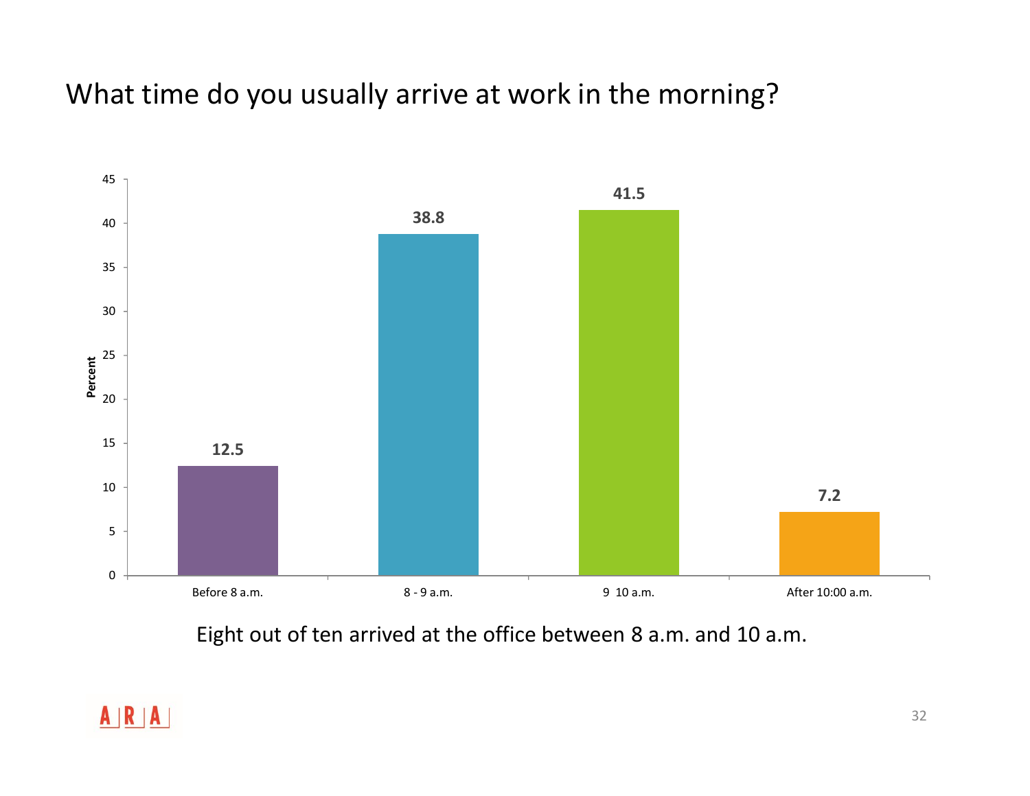# What time do you usually arrive at work in the morning?

| Arrival time | Percent |
|---|---|
| Before 8 a.m. | 12.5 |
| 8 - 9 a.m. | 38.8 |
| 9 10 a.m. | 41.5 |
| After 10:00 a.m. | 7.2 |

Eight out of ten arrived at the office between 8 a.m. and 10 a.m.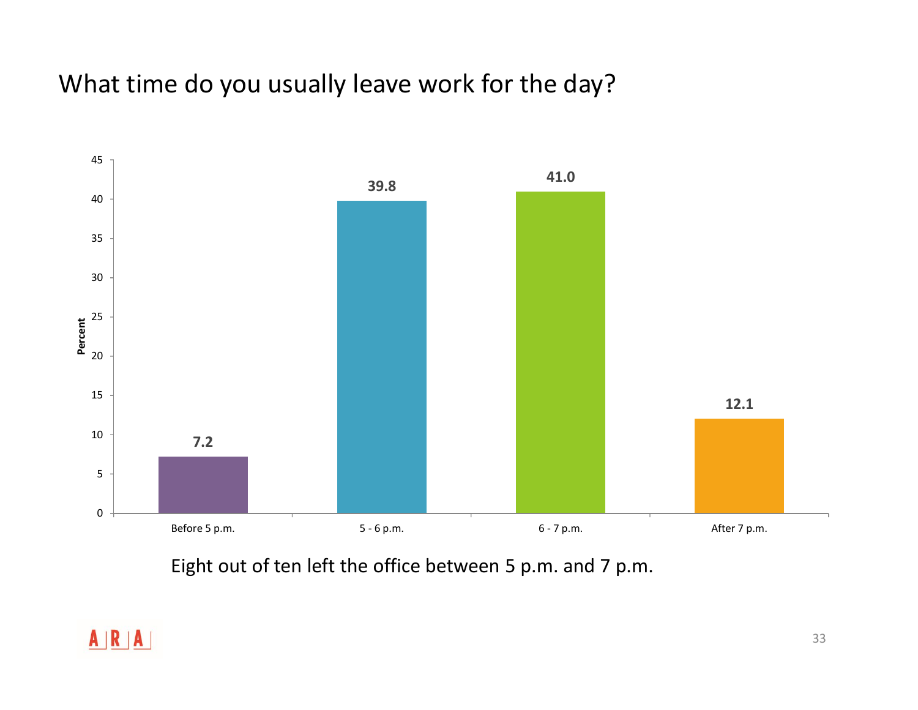# What time do you usually leave work for the day?

| Time | Percent |
|---|---|
| Before 5 p.m. | 7.2 |
| 5 - 6 p.m. | 39.8 |
| 6 - 7 p.m. | 41.0 |
| After 7 p.m. | 12.1 |

Eight out of ten left the office between 5 p.m. and 7 p.m.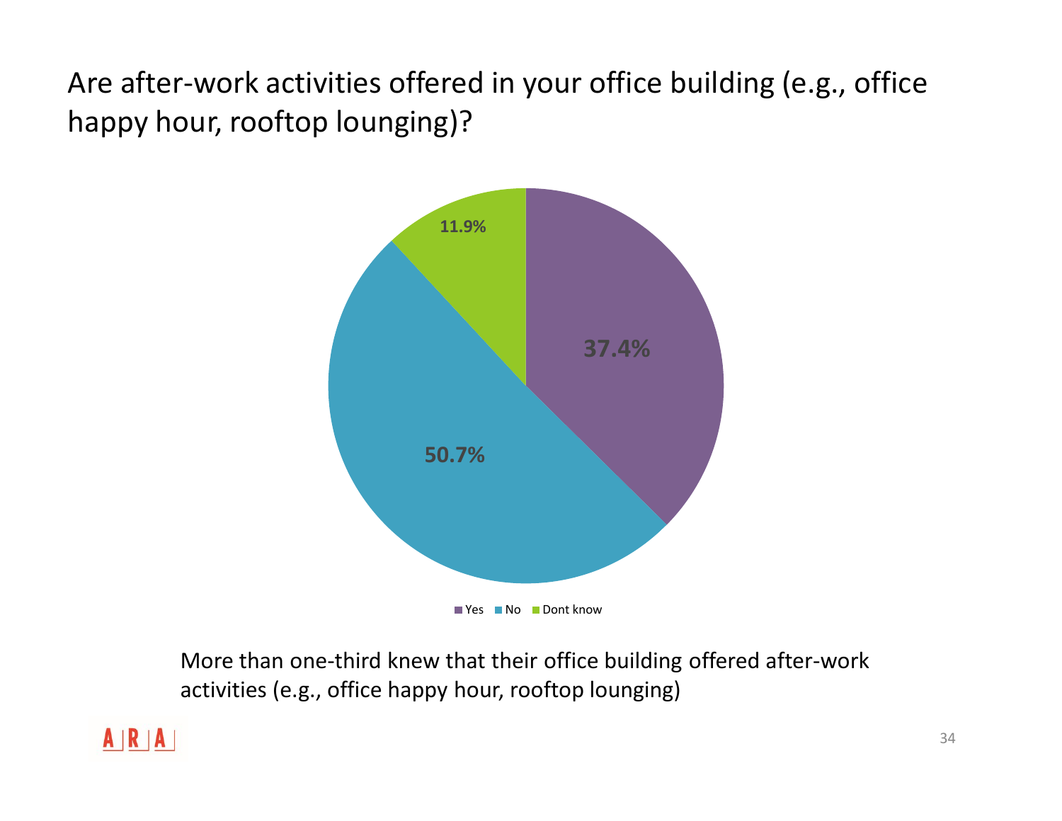# Are after-work activities offered in your office building (e.g., office happy hour, rooftop lounging)?

| Response | Percentage |
|---|---|
| Yes | 37.4% |
| No | 50.7% |
| Dont know | 11.9% |

More than one-third knew that their office building offered after-work activities (e.g., office happy hour, rooftop lounging)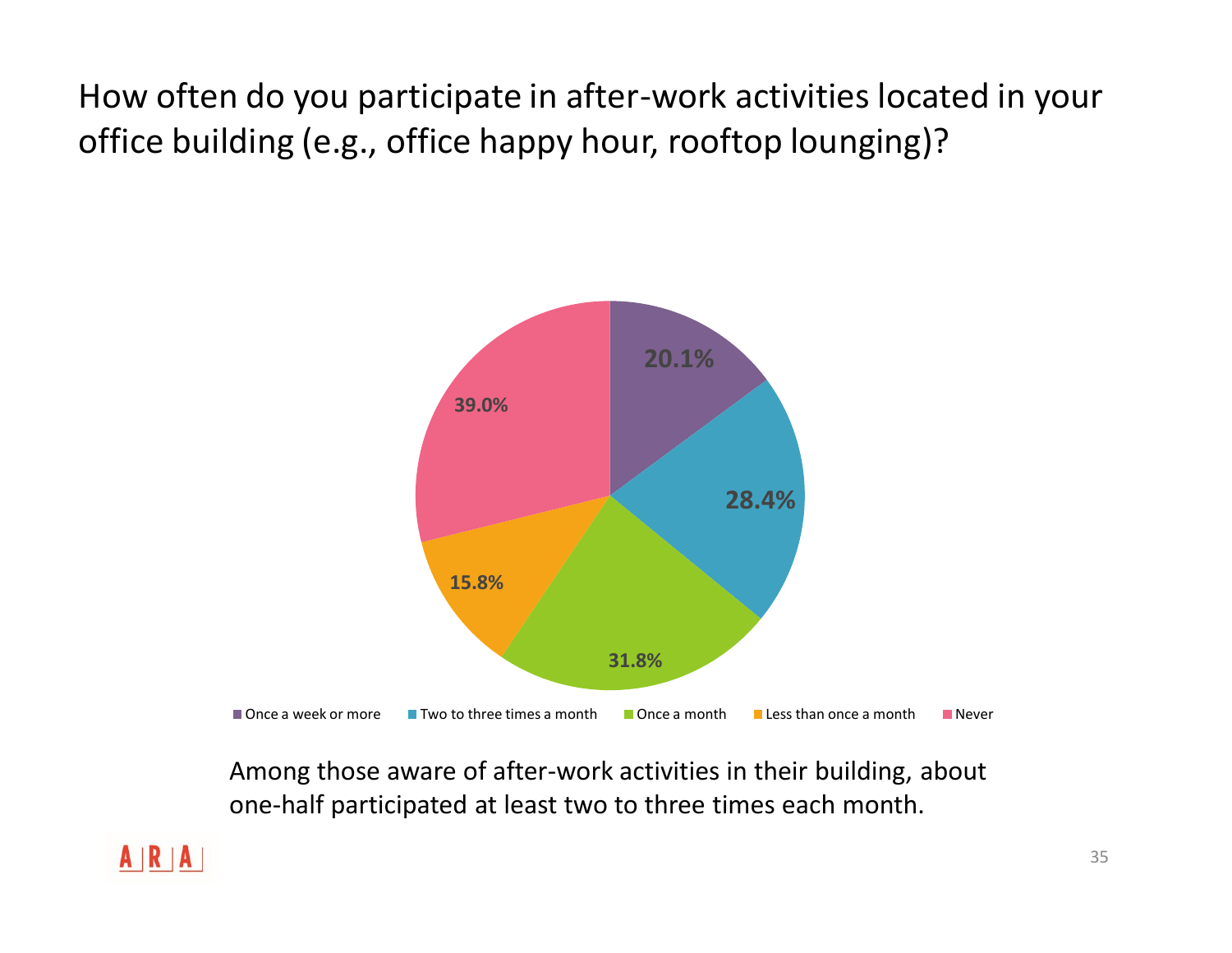# How often do you participate in after-work activities located in your office building (e.g., office happy hour, rooftop lounging)?

| Response | Percentage |
| --- | --- |
| Once a week or more | 20.1% |
| Two to three times a month | 28.4% |
| Once a month | 31.8% |
| Less than once a month | 15.8% |
| Never | 39.0% |

Among those aware of after-work activities in their building, about one-half participated at least two to three times each month.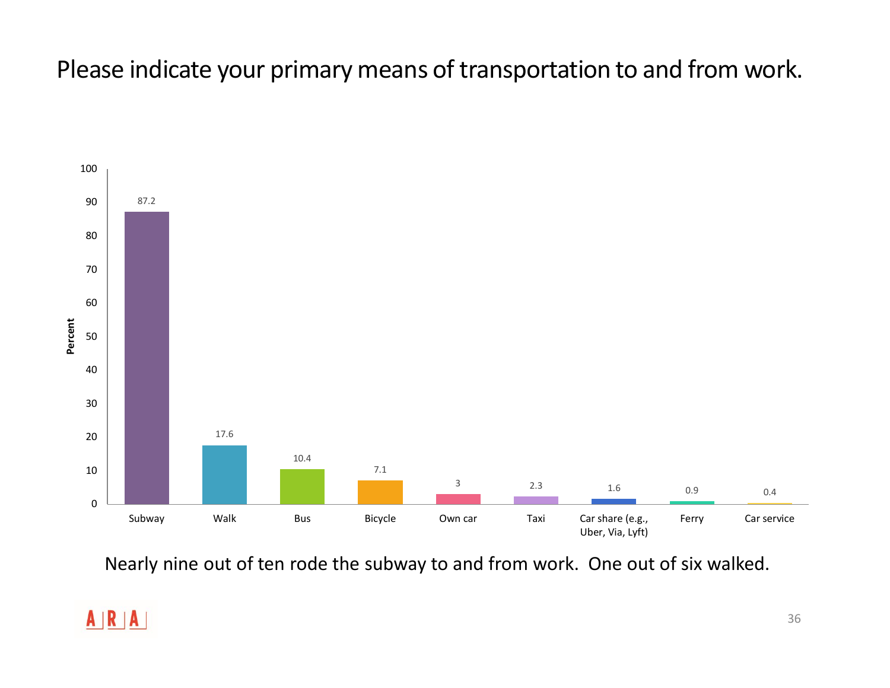# Please indicate your primary means of transportation to and from work.

| Mode | Percent |
| --- | --- |
| Subway | 87.2 |
| Walk | 17.6 |
| Bus | 10.4 |
| Bicycle | 7.1 |
| Own car | 3 |
| Taxi | 2.3 |
| Car share (e.g., Uber, Via, Lyft) | 1.6 |
| Ferry | 0.9 |
| Car service | 0.4 |

Nearly nine out of ten rode the subway to and from work. One out of six walked.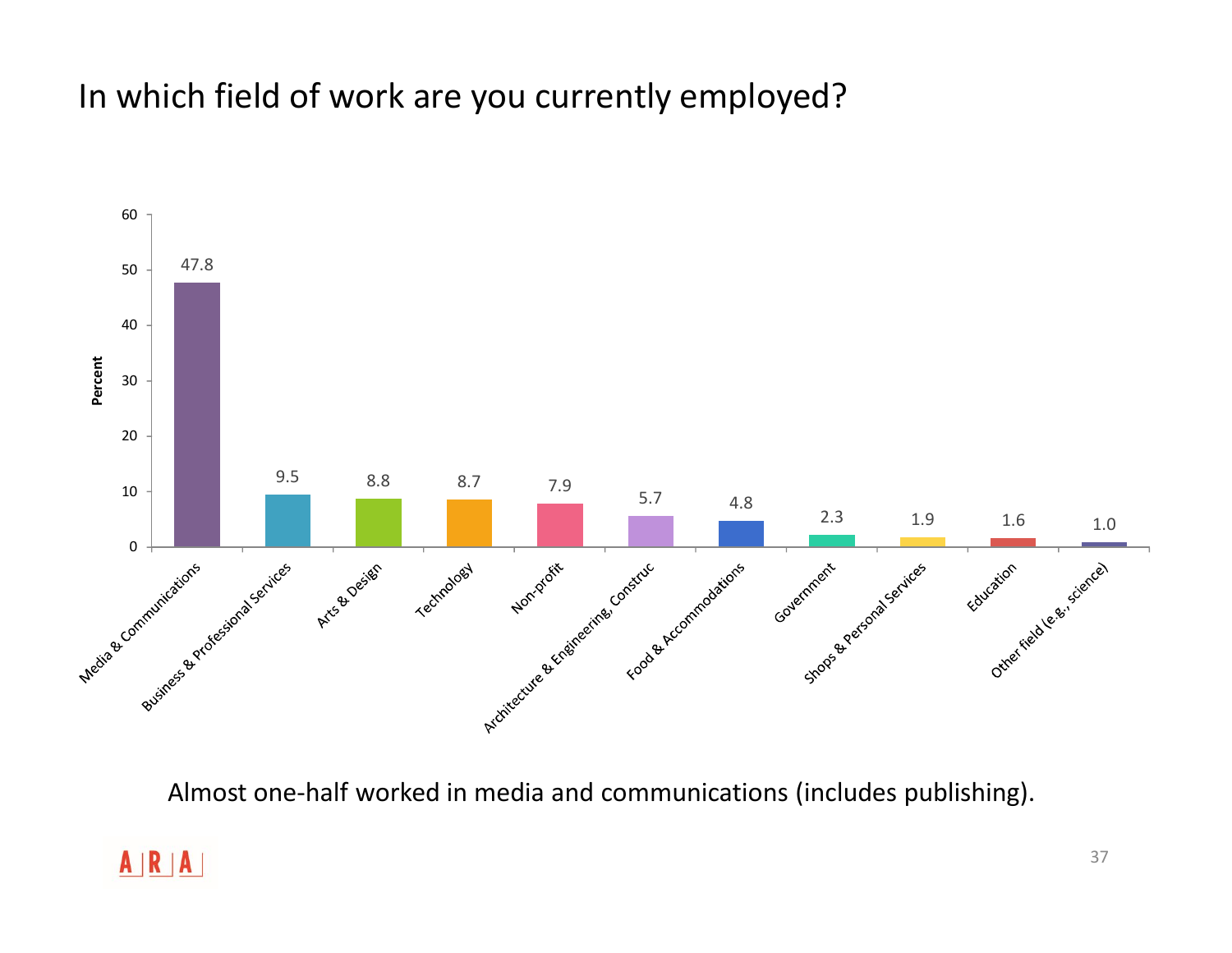# In which field of work are you currently employed?

| Field | Percent |
|---|---|
| Media & Communications | 47.8 |
| Business & Professional Services | 9.5 |
| Arts & Design | 8.8 |
| Technology | 8.7 |
| Non-profit | 7.9 |
| Architecture & Engineering, Construc | 5.7 |
| Food & Accommodations | 4.8 |
| Government | 2.3 |
| Shops & Personal Services | 1.9 |
| Education | 1.6 |
| Other field (e.g., science) | 1.0 |

Almost one-half worked in media and communications (includes publishing).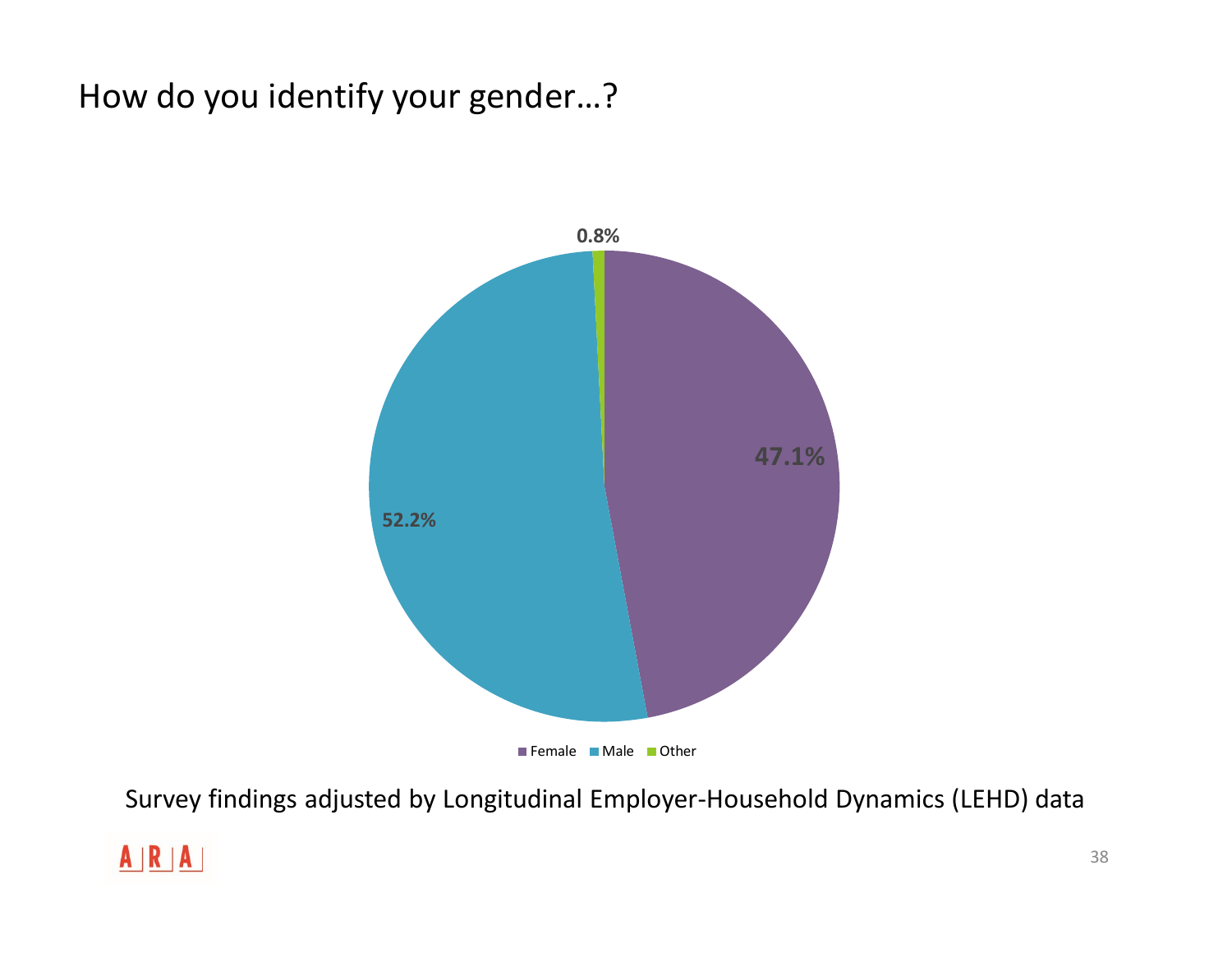# How do you identify your gender…?

| Gender | Percentage |
|---|---|
| Female | 47.1% |
| Male | 52.2% |
| Other | 0.8% |

Survey findings adjusted by Longitudinal Employer-Household Dynamics (LEHD) data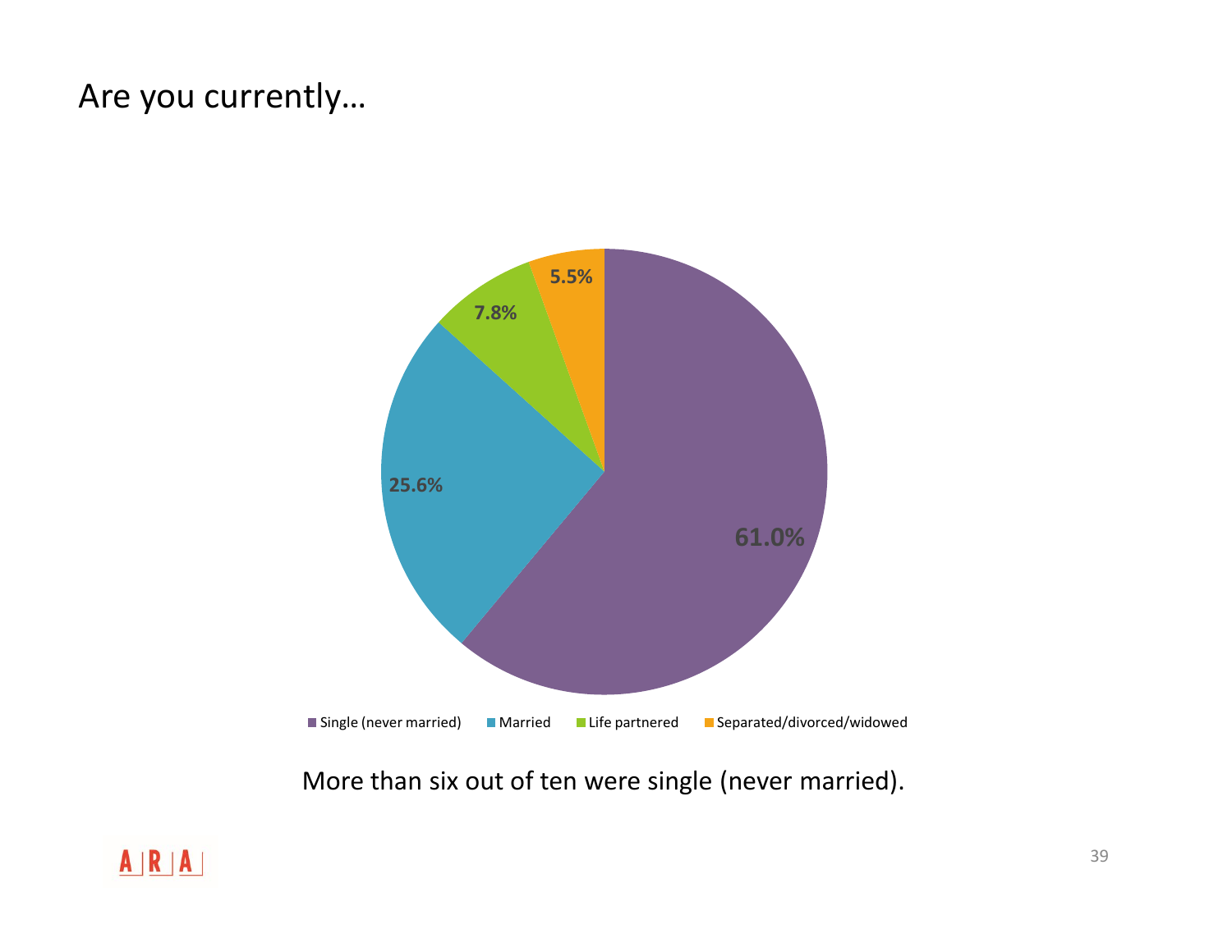# Are you currently…

| Response | Percentage |
|---|---|
| Single (never married) | 61.0% |
| Married | 25.6% |
| Life partnered | 7.8% |
| Separated/divorced/widowed | 5.5% |

More than six out of ten were single (never married).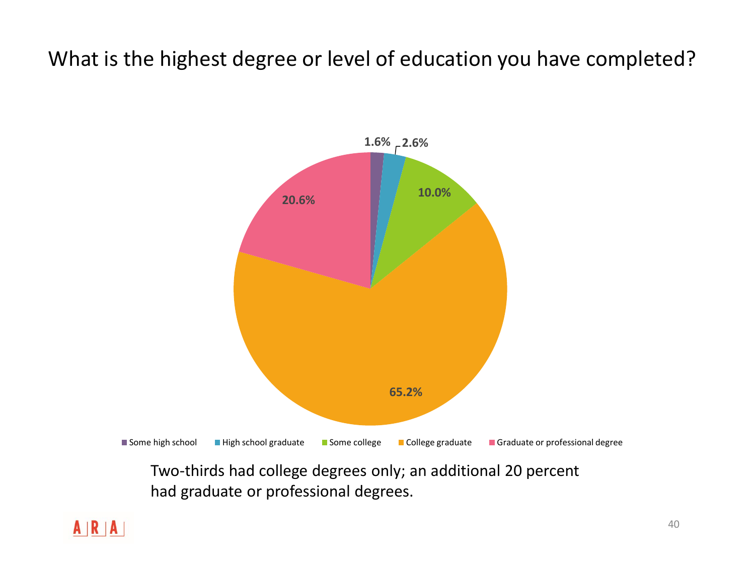# What is the highest degree or level of education you have completed?

| Response | Percent |
|---|---|
| Some high school | 1.6% |
| High school graduate | 2.6% |
| Some college | 10.0% |
| College graduate | 65.2% |
| Graduate or professional degree | 20.6% |

Two-thirds had college degrees only; an additional 20 percent had graduate or professional degrees.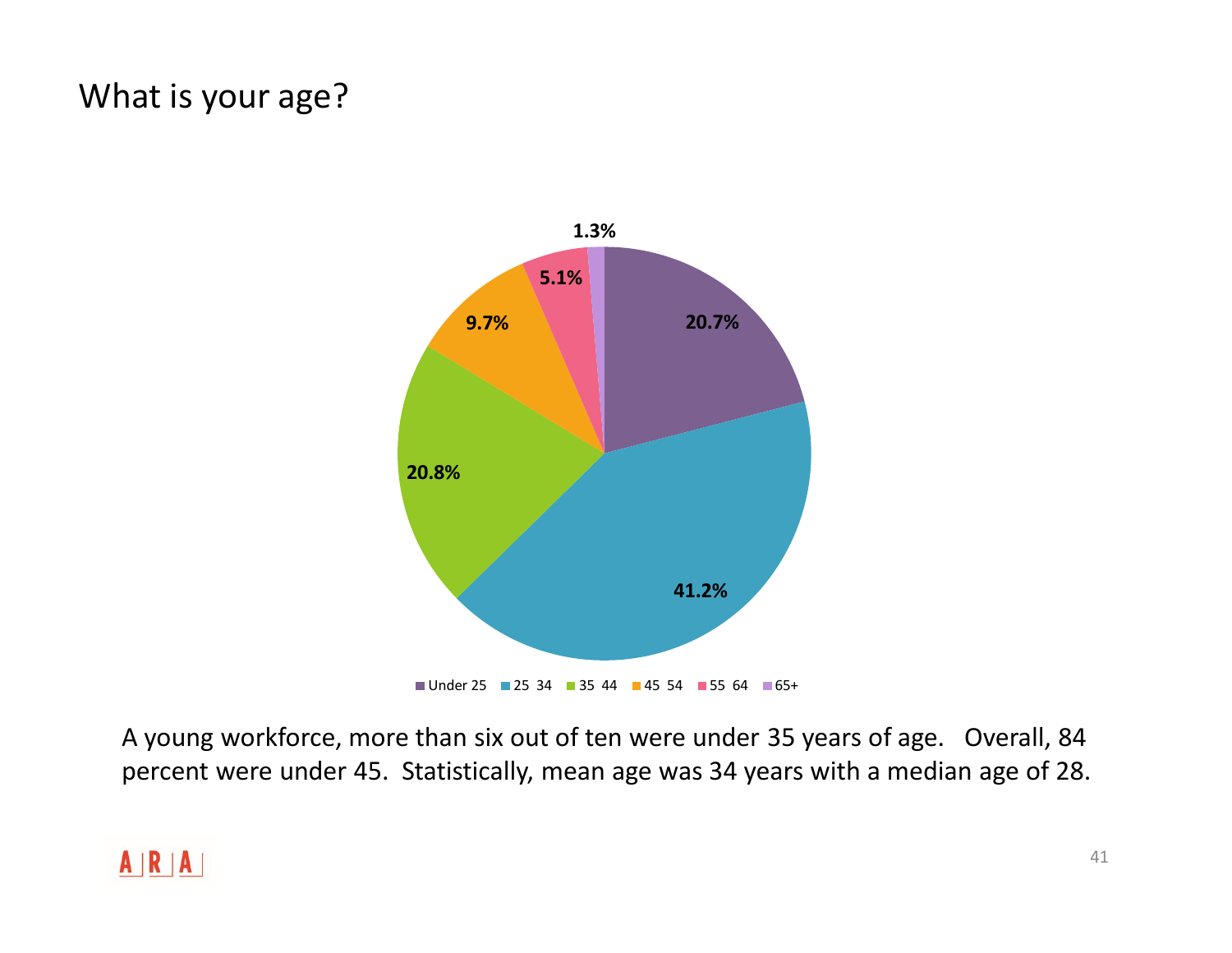# What is your age?

| Age | Percent |
|---|---|
| Under 25 | 20.7% |
| 25 34 | 41.2% |
| 35 44 | 20.8% |
| 45 54 | 9.7% |
| 55 64 | 5.1% |
| 65+ | 1.3% |

A young workforce, more than six out of ten were under 35 years of age. Overall, 84 percent were under 45. Statistically, mean age was 34 years with a median age of 28.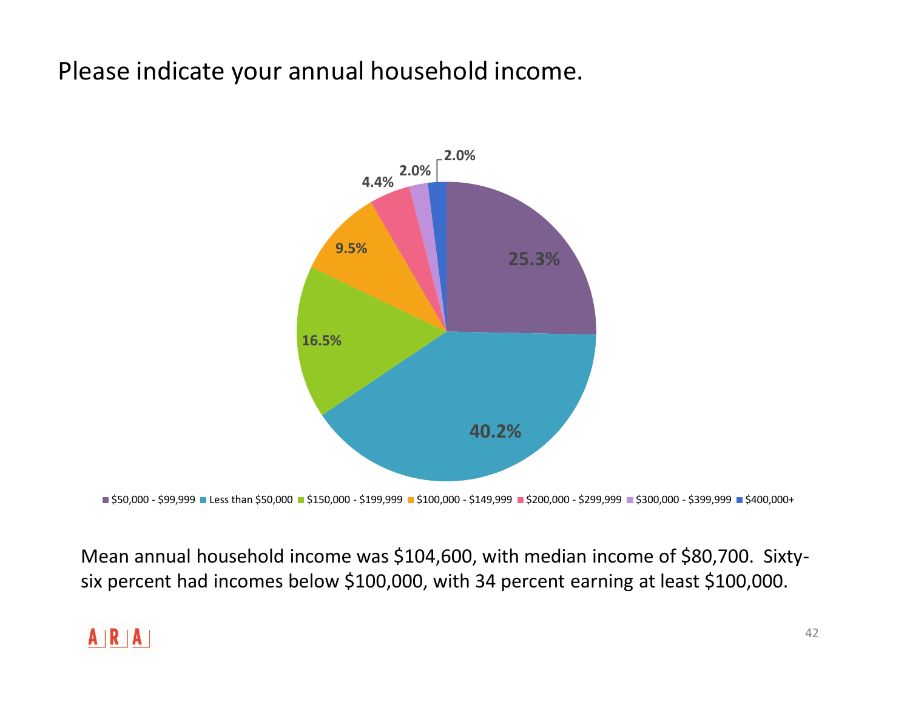# Please indicate your annual household income.

25.3%
40.2%
16.5%
9.5%
4.4%
2.0%
2.0%

$50,000 - $99,999 Less than $50,000 $150,000 - $199,999 $100,000 - $149,999 $200,000 - $299,999 $300,000 - $399,999 $400,000+

Mean annual household income was $104,600, with median income of $80,700. Sixty-six percent had incomes below $100,000, with 34 percent earning at least $100,000.